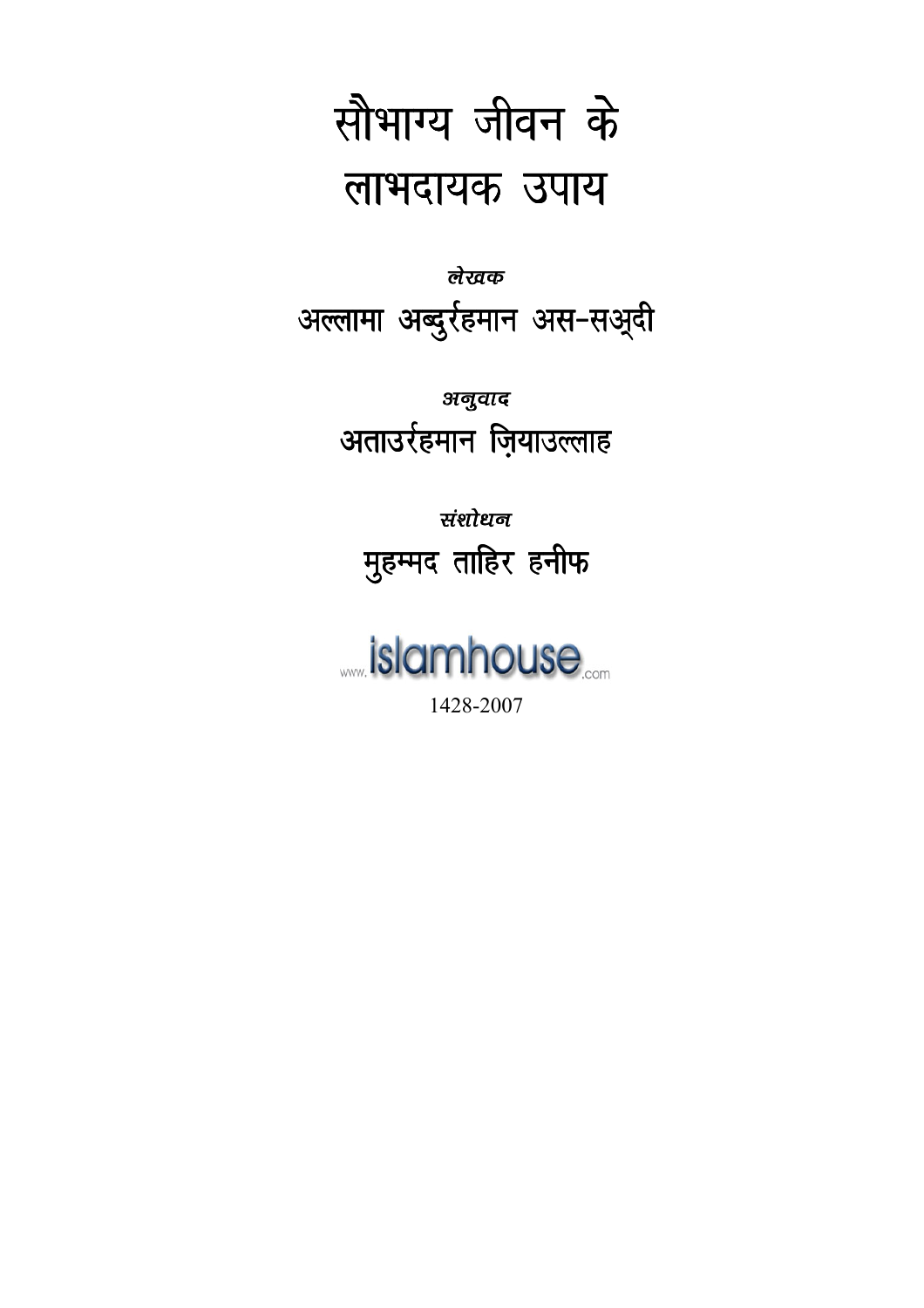# सौभाग्य जीवन के लाभदायक उपाय

*लेखक*

अल्लामा अब्दुर्रहमान अस-सअ्दी

*अनुवाद*

अताउर्रहमान ज़ियाउल्लाह

*संशोधन*

मुहम्मद ताहिर हनीफ

www.islamhouse.com

1428-2007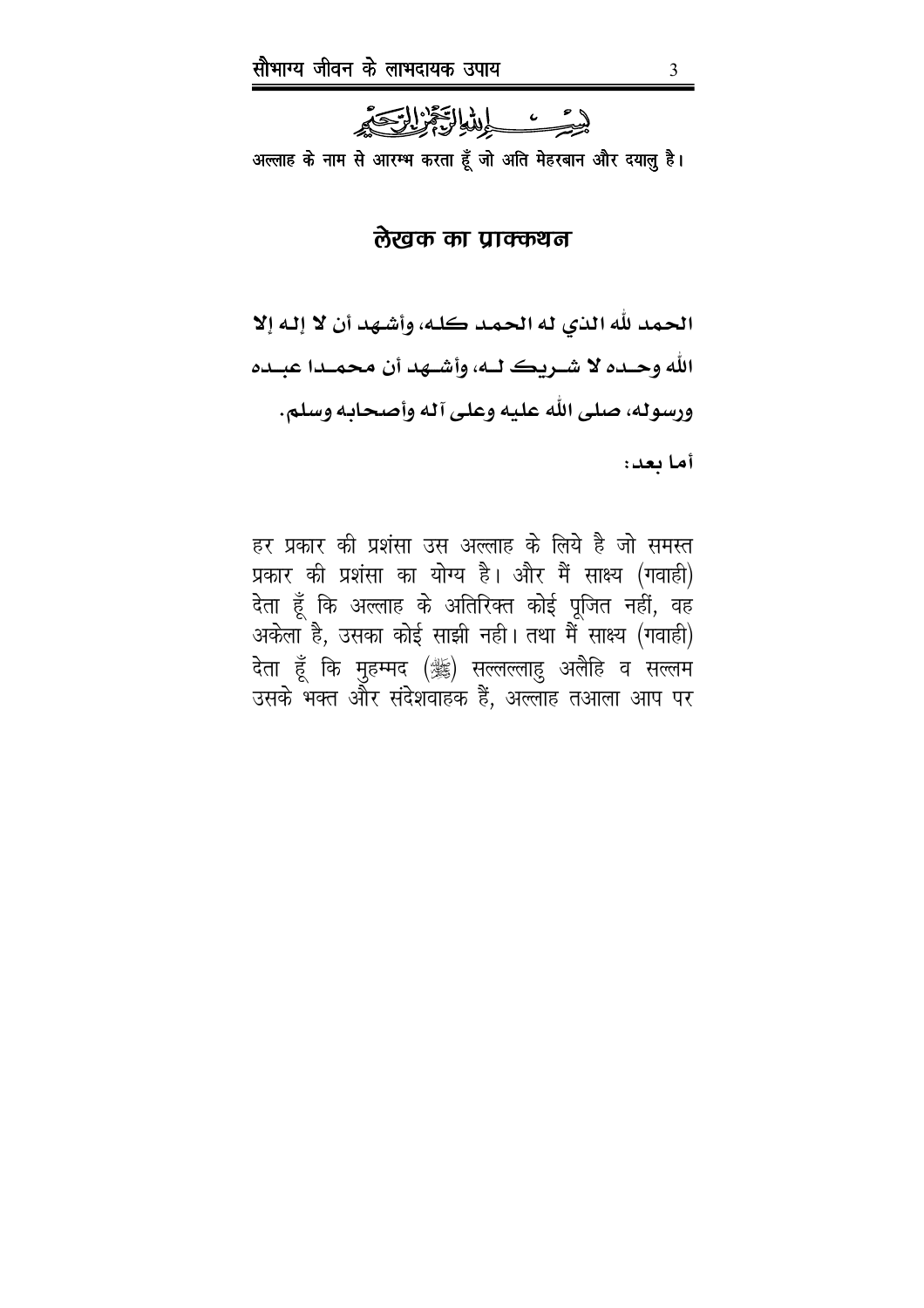بِسْمِ اللهِ الرَّحْمٰنِ الرَّحِيْمِ

अल्लाह के नाम से आरम्भ करता हूँ जो अति मेहरबान और दयालु है।

## लेखक का प्राक्कथन

**الحمد لله الذي له الحمد كله، وأشهد أن لا إله إلا الله وحده لا شريك له، وأشهد أن محمدا عبده ورسوله، صلى الله عليه وعلى آله وأصحابه وسلم.**

**أما بعد:**

हर प्रकार की प्रशंसा उस अल्लाह के लिये है जो समस्त प्रकार की प्रशंसा का योग्य है। और मैं साक्ष्य (गवाही) देता हूँ कि अल्लाह के अतिरिक्त कोई पूजित नहीं, वह अकेला है, उसका कोई साझी नही। तथा मैं साक्ष्य (गवाही) देता हूँ कि मुहम्मद (ﷺ) सल्लल्लाहु अलैहि व सल्लम उसके भक्त और संदेशवाहक हैं, अल्लाह तआला आप पर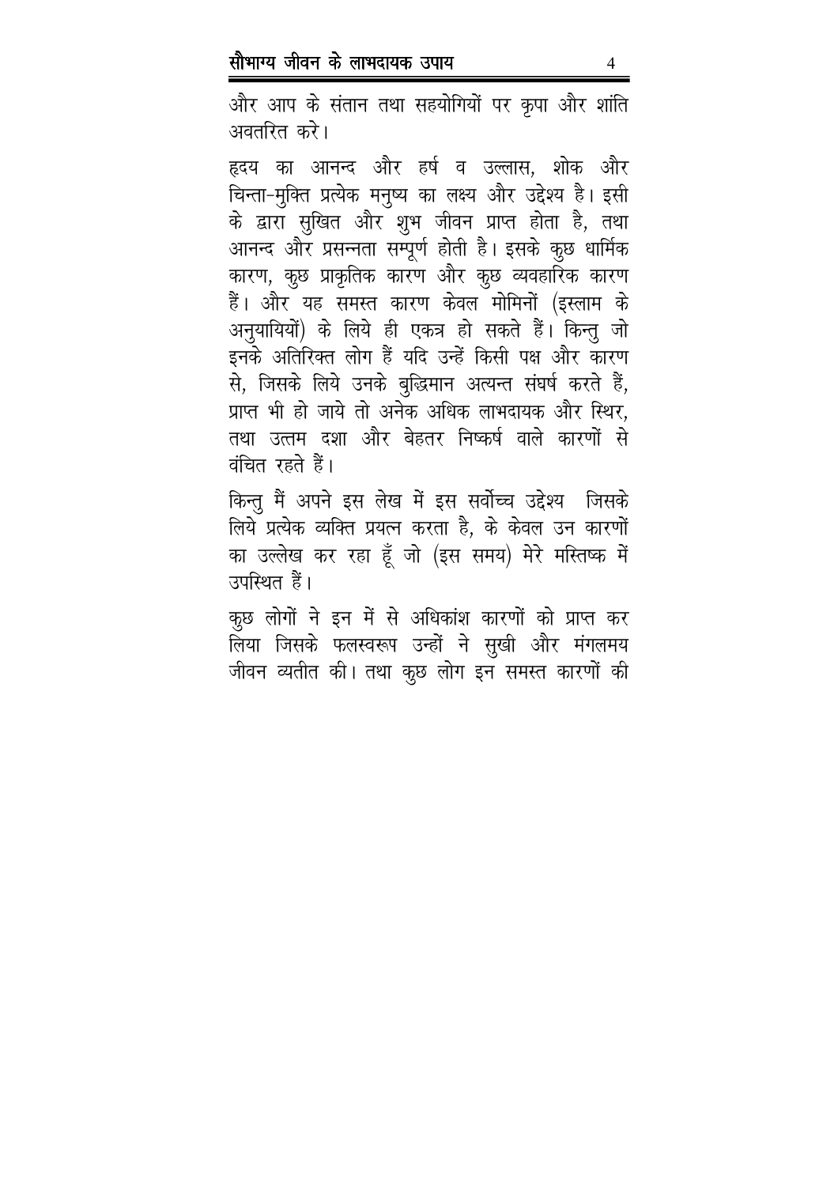और आप के संतान तथा सहयोगियों पर कृपा और शांति अवतरित करे।

हृदय का आनन्द और हर्ष व उल्लास, शोक और चिन्ता-मुक्ति प्रत्येक मनुष्य का लक्ष्य और उद्देश्य है। इसी के द्वारा सुखित और शुभ जीवन प्राप्त होता है, तथा आनन्द और प्रसन्नता सम्पूर्ण होती है। इसके कुछ धार्मिक कारण, कुछ प्राकृतिक कारण और कुछ व्यवहारिक कारण हैं। और यह समस्त कारण केवल मोमिनों (इस्लाम के अनुयायियों) के लिये ही एकत्र हो सकते हैं। किन्तु जो इनके अतिरिक्त लोग हैं यदि उन्हें किसी पक्ष और कारण से, जिसके लिये उनके बुद्धिमान अत्यन्त संघर्ष करते हैं, प्राप्त भी हो जाये तो अनेक अधिक लाभदायक और स्थिर, तथा उत्तम दशा और बेहतर निष्कर्ष वाले कारणों से वंचित रहते हैं।

किन्तु मैं अपने इस लेख में इस सर्वोच्च उद्देश्य जिसके लिये प्रत्येक व्यक्ति प्रयत्न करता है, के केवल उन कारणों का उल्लेख कर रहा हूँ जो (इस समय) मेरे मस्तिष्क में उपस्थित हैं।

कुछ लोगों ने इन में से अधिकांश कारणों को प्राप्त कर लिया जिसके फलस्वरूप उन्हों ने सुखी और मंगलमय जीवन व्यतीत की। तथा कुछ लोग इन समस्त कारणों की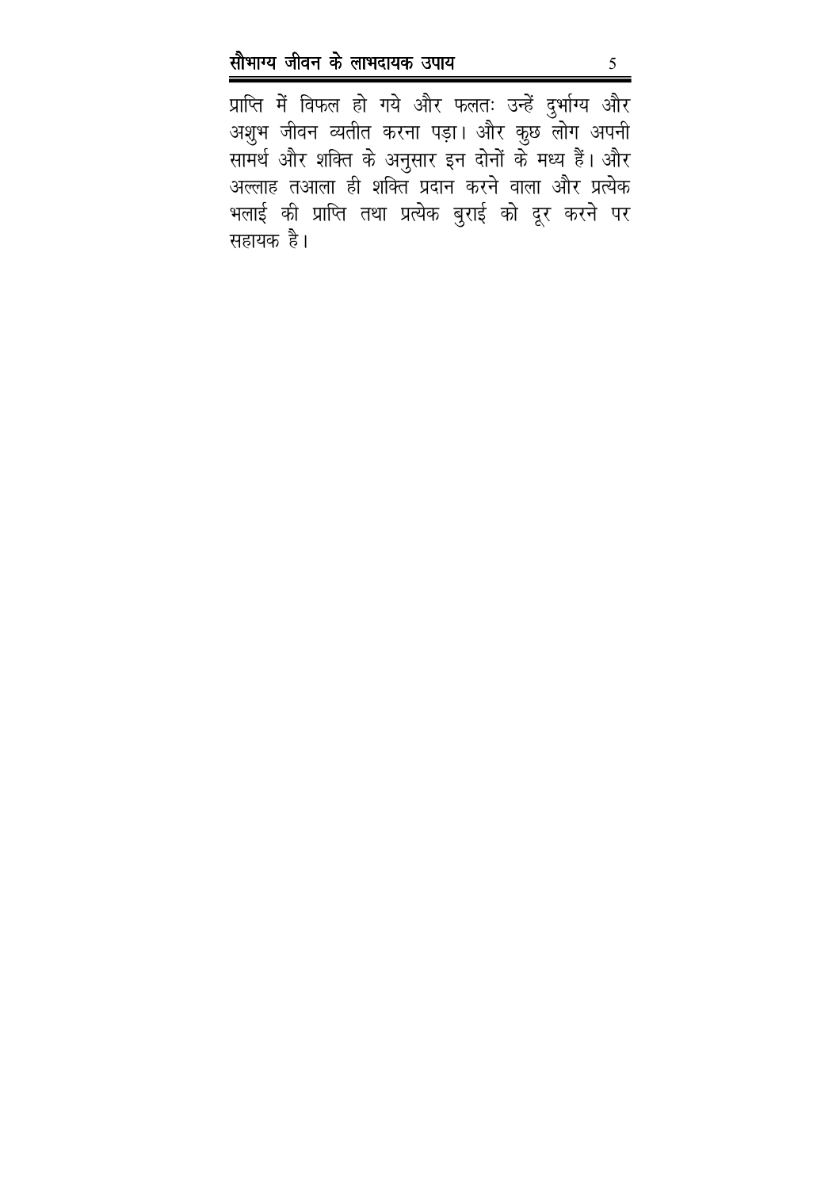प्राप्ति में विफल हो गये और फलतः उन्हें दुर्भाग्य और अशुभ जीवन व्यतीत करना पड़ा। और कुछ लोग अपनी सामर्थ और शक्ति के अनुसार इन दोनों के मध्य हैं। और अल्लाह तआला ही शक्ति प्रदान करने वाला और प्रत्येक भलाई की प्राप्ति तथा प्रत्येक बुराई को दूर करने पर सहायक है।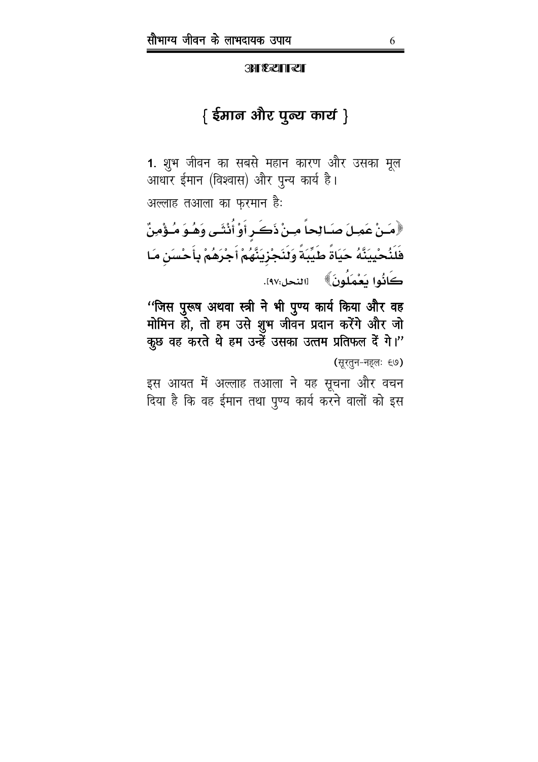# अध्याय

## { ईमान और पुन्य कार्य }

**1.** शुभ जीवन का सबसे महान कारण और उसका मूल आधार ईमान (विश्वास) और पुन्य कार्य है।

अल्लाह तआला का फ़रमान है:

﴿مَنْ عَمِلَ صَالِحاً مِنْ ذَكَرٍ أَوْ أُنْثَى وَهُوَ مُؤْمِنٌ فَلَنُحْيِيَنَّهُ حَيَاةً طَيِّبَةً وَلَنَجْزِيَنَّهُمْ أَجْرَهُمْ بِأَحْسَنِ مَا كَانُوا يَعْمَلُونَ﴾ [النحل:٩٧].

**"जिस पुरूष अथवा स्त्री ने भी पुण्य कार्य किया और वह मोमिन हो, तो हम उसे शुभ जीवन प्रदान करेंगे और जो कुछ वह करते थे हम उन्हें उसका उत्तम प्रतिफल दें गे।"**

(सूरतुन-नह्लः ९७)

इस आयत में अल्लाह तआला ने यह सूचना और वचन दिया है कि वह ईमान तथा पुण्य कार्य करने वालों को इस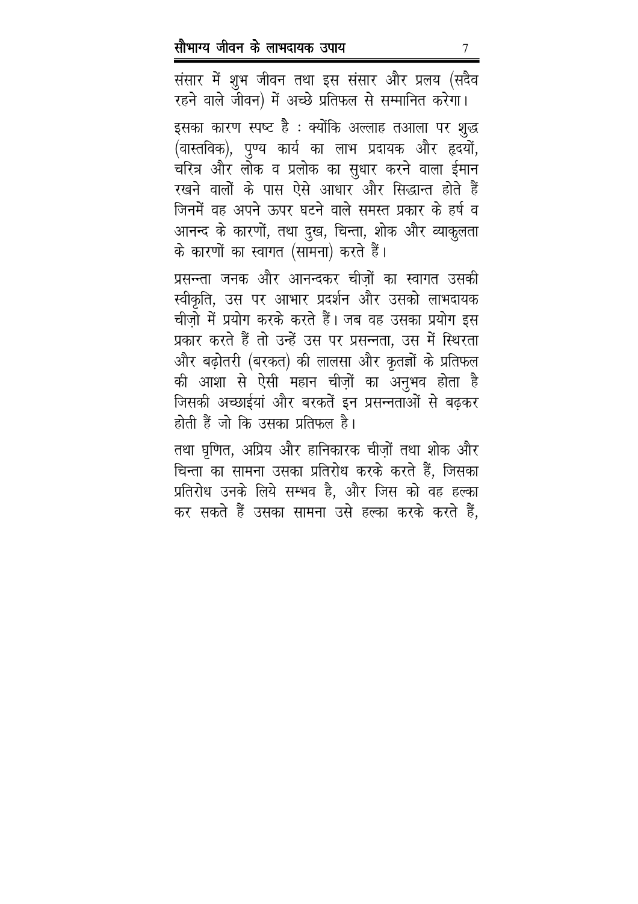संसार में शुभ जीवन तथा इस संसार और प्रलय (सदैव रहने वाले जीवन) में अच्छे प्रतिफल से सम्मानित करेगा।

इसका कारण स्पष्ट है : क्योंकि अल्लाह तआला पर शुद्ध (वास्तविक), पुण्य कार्य का लाभ प्रदायक और हृदयों, चरित्र और लोक व प्रलोक का सुधार करने वाला ईमान रखने वालों के पास ऐसे आधार और सिद्धान्त होते हैं जिनमें वह अपने ऊपर घटने वाले समस्त प्रकार के हर्ष व आनन्द के कारणों, तथा दुख, चिन्ता, शोक और व्याकुलता के कारणों का स्वागत (सामना) करते हैं।

प्रसन्न्ता जनक और आनन्दकर चीज़ों का स्वागत उसकी स्वीकृति, उस पर आभार प्रदर्शन और उसको लाभदायक चीज़ो में प्रयोग करके करते हैं। जब वह उसका प्रयोग इस प्रकार करते हैं तो उन्हें उस पर प्रसन्नता, उस में स्थिरता और बढ़ोतरी (बरकत) की लालसा और कृतज्ञों के प्रतिफल की आशा से ऐसी महान चीज़ों का अनुभव होता है जिसकी अच्छाईयां और बरकतें इन प्रसन्नताओं से बढ़कर होती हैं जो कि उसका प्रतिफल है।

तथा घृणित, अप्रिय और हानिकारक चीज़ों तथा शोक और चिन्ता का सामना उसका प्रतिरोध करके करते हैं, जिसका प्रतिरोध उनके लिये सम्भव है, और जिस को वह हल्का कर सकते हैं उसका सामना उसे हल्का करके करते हैं,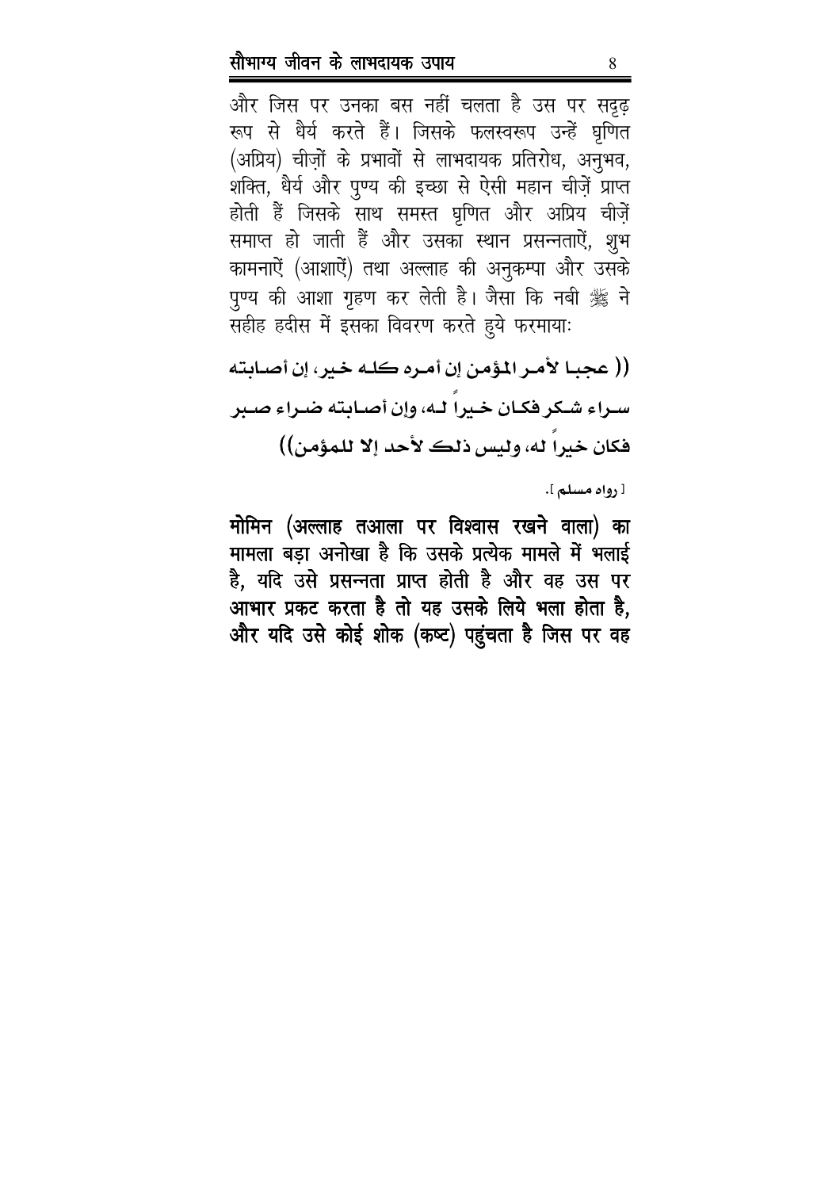और जिस पर उनका बस नहीं चलता है उस पर सदृढ़ रूप से धैर्य करते हैं। जिसके फलस्वरूप उन्हें घृणित (अप्रिय) चीज़ों के प्रभावों से लाभदायक प्रतिरोध, अनुभव, शक्ति, धैर्य और पुण्य की इच्छा से ऐसी महान चीज़ें प्राप्त होती हैं जिसके साथ समस्त घृणित और अप्रिय चीज़ें समाप्त हो जाती हैं और उसका स्थान प्रसन्नताऐं, शुभ कामनाऐं (आशाऐं) तथा अल्लाह की अनुकम्पा और उसके पुण्य की आशा गृहण कर लेती है। जैसा कि नबी ﷺ ने सहीह हदीस में इसका विवरण करते हुये फरमायाः

(( عجبا لأمر المؤمن إن أمره كله خير، إن أصابته سراء شكر فكان خيراً له، وإن أصابته ضراء صبر فكان خيراً له، وليس ذلك لأحد إلا للمؤمن))

[ رواه مسلم ].

**मोमिन (अल्लाह तआला पर विश्वास रखने वाला) का मामला बड़ा अनोखा है कि उसके प्रत्येक मामले में भलाई है, यदि उसे प्रसन्नता प्राप्त होती है और वह उस पर आभार प्रकट करता है तो यह उसके लिये भला होता है, और यदि उसे कोई शोक (कष्ट) पहुंचता है जिस पर वह**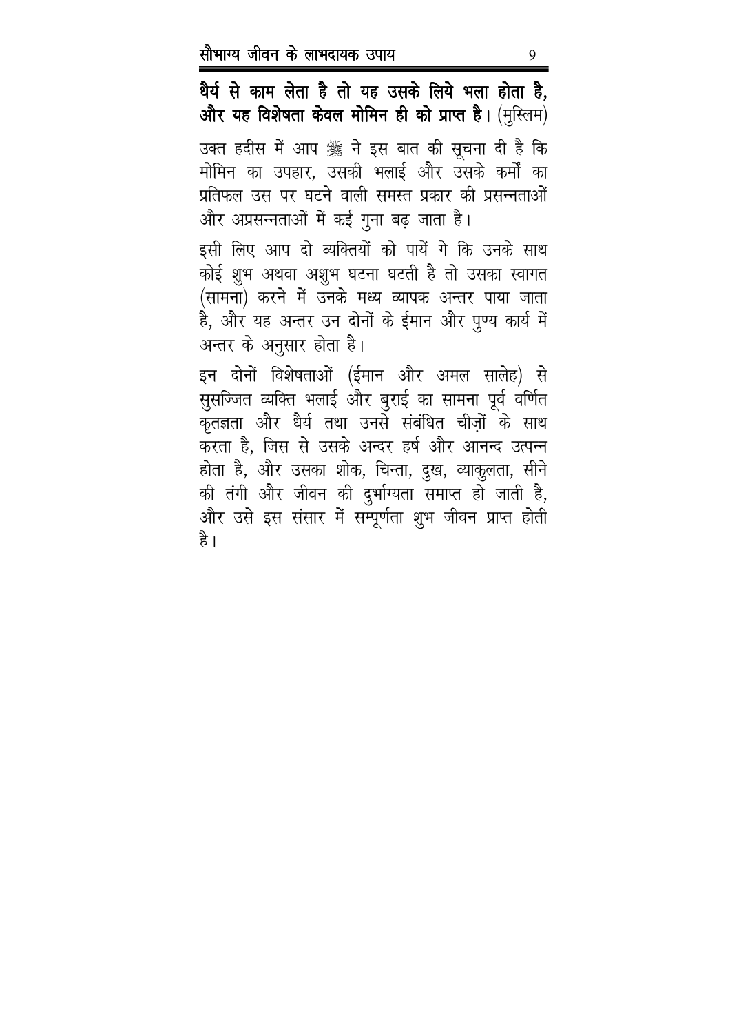**धैर्य से काम लेता है तो यह उसके लिये भला होता है, और यह विशेषता केवल मोमिन ही को प्राप्त है।** (मुस्लिम)

उक्त हदीस में आप ﷺ ने इस बात की सूचना दी है कि मोमिन का उपहार, उसकी भलाई और उसके कर्मों का प्रतिफल उस पर घटने वाली समस्त प्रकार की प्रसन्नताओं और अप्रसन्नताओं में कई गुना बढ़ जाता है।

इसी लिए आप दो व्यक्तियों को पायें गे कि उनके साथ कोई शुभ अथवा अशुभ घटना घटती है तो उसका स्वागत (सामना) करने में उनके मध्य व्यापक अन्तर पाया जाता है, और यह अन्तर उन दोनों के ईमान और पुण्य कार्य में अन्तर के अनुसार होता है।

इन दोनों विशेषताओं (ईमान और अमल सालेह) से सुसज्जित व्यक्ति भलाई और बुराई का सामना पूर्व वर्णित कृतज्ञता और धैर्य तथा उनसे संबंधित चीज़ों के साथ करता है, जिस से उसके अन्दर हर्ष और आनन्द उत्पन्न होता है, और उसका शोक, चिन्ता, दुख, व्याकुलता, सीने की तंगी और जीवन की दुर्भाग्यता समाप्त हो जाती है, और उसे इस संसार में सम्पूर्णता शुभ जीवन प्राप्त होती है।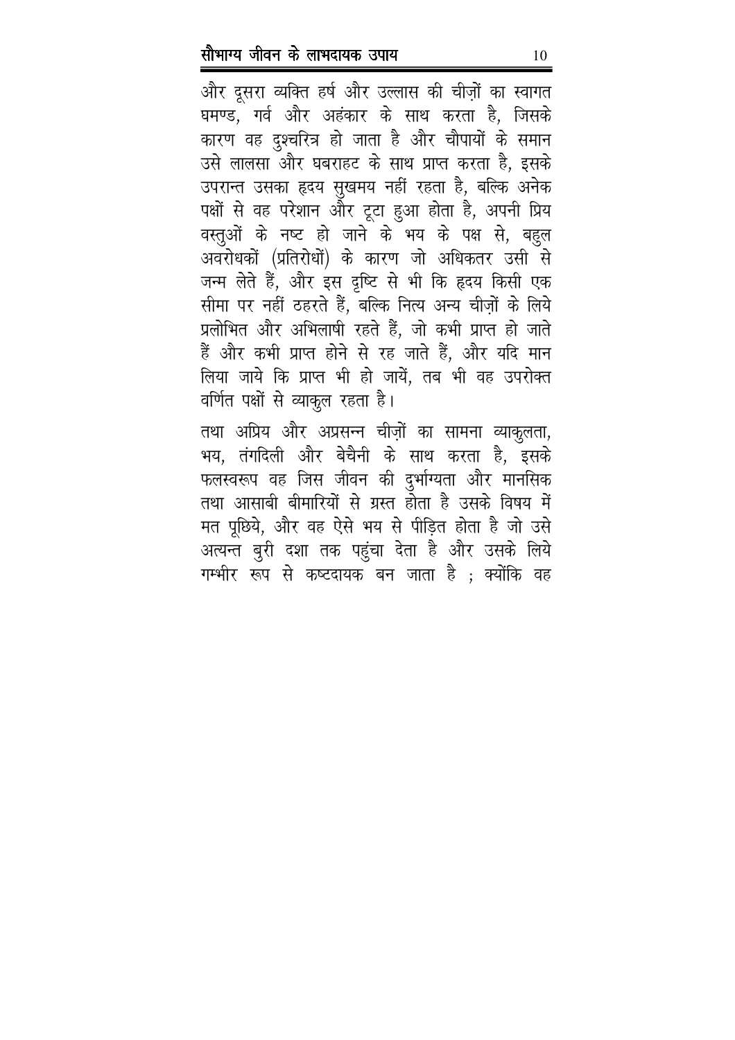और दूसरा व्यक्ति हर्ष और उल्लास की चीज़ों का स्वागत घमण्ड, गर्व और अहंकार के साथ करता है, जिसके कारण वह दुश्चरित्र हो जाता है और चौपायों के समान उसे लालसा और घबराहट के साथ प्राप्त करता है, इसके उपरान्त उसका हृदय सुखमय नहीं रहता है, बल्कि अनेक पक्षों से वह परेशान और टूटा हुआ होता है, अपनी प्रिय वस्तुओं के नष्ट हो जाने के भय के पक्ष से, बहुल अवरोधकों (प्रतिरोधों) के कारण जो अधिकतर उसी से जन्म लेते हैं, और इस दृष्टि से भी कि हृदय किसी एक सीमा पर नहीं ठहरते हैं, बल्कि नित्य अन्य चीज़ों के लिये प्रलोभित और अभिलाषी रहते हैं, जो कभी प्राप्त हो जाते हैं और कभी प्राप्त होने से रह जाते हैं, और यदि मान लिया जाये कि प्राप्त भी हो जायें, तब भी वह उपरोक्त वर्णित पक्षों से व्याकुल रहता है।

तथा अप्रिय और अप्रसन्न चीज़ों का सामना व्याकुलता, भय, तंगदिली और बेचैनी के साथ करता है, इसके फलस्वरूप वह जिस जीवन की दुर्भाग्यता और मानसिक तथा आसाबी बीमारियों से ग्रस्त होता है उसके विषय में मत पूछिये, और वह ऐसे भय से पीड़ित होता है जो उसे अत्यन्त बुरी दशा तक पहुंचा देता है और उसके लिये गम्भीर रूप से कष्टदायक बन जाता है ; क्योंकि वह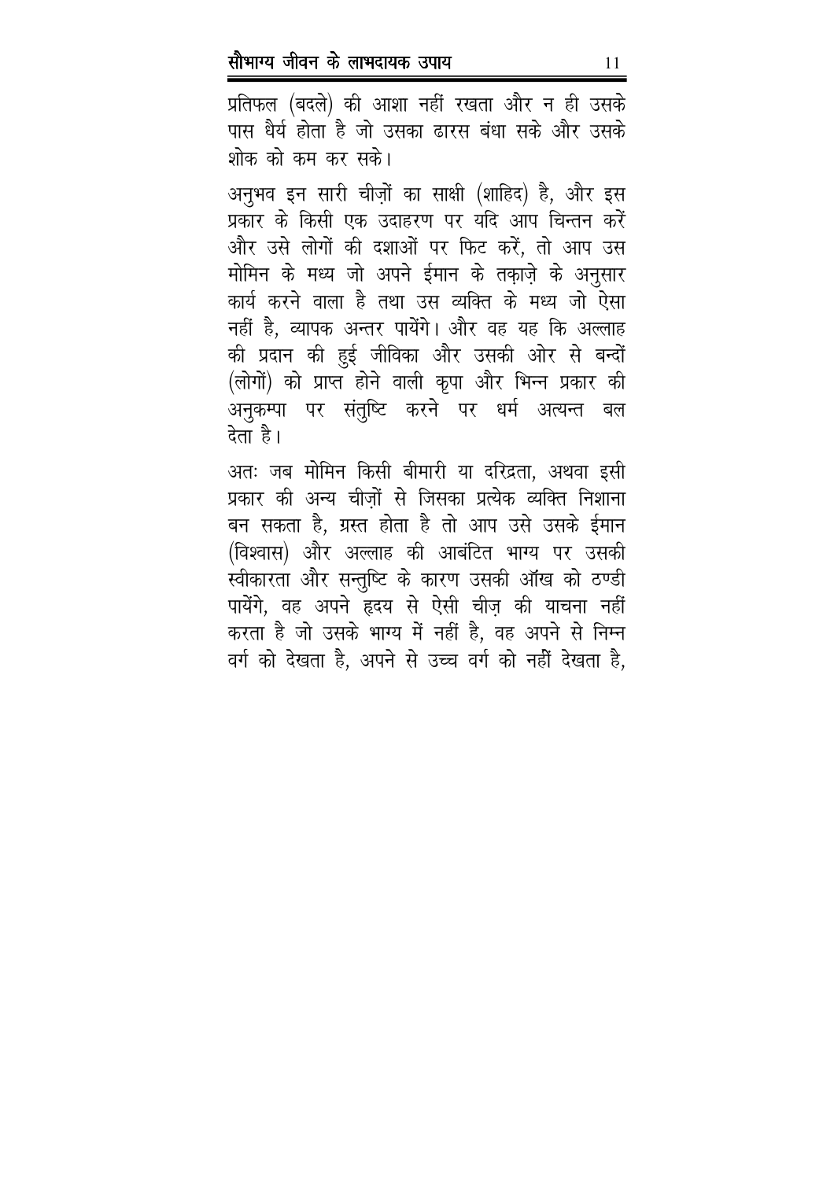प्रतिफल (बदले) की आशा नहीं रखता और न ही उसके पास धैर्य होता है जो उसका ढारस बंधा सके और उसके शोक को कम कर सके।

अनुभव इन सारी चीज़ों का साक्षी (शाहिद) है, और इस प्रकार के किसी एक उदाहरण पर यदि आप चिन्तन करें और उसे लोगों की दशाओं पर फिट करें, तो आप उस मोमिन के मध्य जो अपने ईमान के तक़ाज़े के अनुसार कार्य करने वाला है तथा उस व्यक्ति के मध्य जो ऐसा नहीं है, व्यापक अन्तर पायेंगे। और वह यह कि अल्लाह की प्रदान की हुई जीविका और उसकी ओर से बन्दों (लोगों) को प्राप्त होने वाली कृपा और भिन्न प्रकार की अनुकम्पा पर संतुष्टि करने पर धर्म अत्यन्त बल देता है।

अतः जब मोमिन किसी बीमारी या दरिद्रता, अथवा इसी प्रकार की अन्य चीज़ों से जिसका प्रत्येक व्यक्ति निशाना बन सकता है, ग्रस्त होता है तो आप उसे उसके ईमान (विश्वास) और अल्लाह की आबंटित भाग्य पर उसकी स्वीकारता और सन्तुष्टि के कारण उसकी आँख को ठण्डी पायेंगे, वह अपने हृदय से ऐसी चीज़ की याचना नहीं करता है जो उसके भाग्य में नहीं है, वह अपने से निम्न वर्ग को देखता है, अपने से उच्च वर्ग को नहीं देखता है,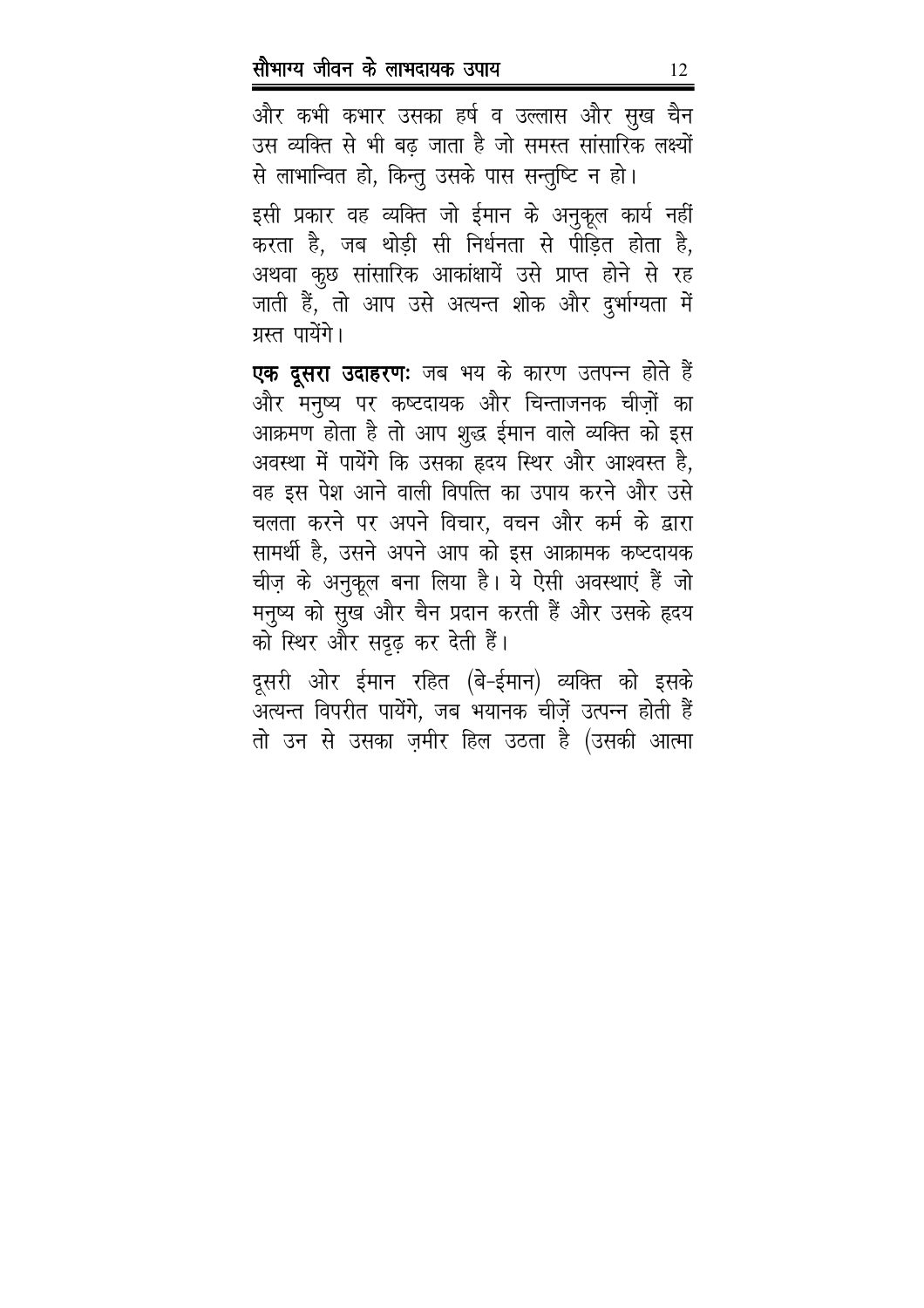और कभी कभार उसका हर्ष व उल्लास और सुख चैन उस व्यक्ति से भी बढ़ जाता है जो समस्त सांसारिक लक्ष्यों से लाभान्वित हो, किन्तु उसके पास सन्तुष्टि न हो।

इसी प्रकार वह व्यक्ति जो ईमान के अनुकूल कार्य नहीं करता है, जब थोड़ी सी निर्धनता से पीड़ित होता है, अथवा कुछ सांसारिक आकांक्षायें उसे प्राप्त होने से रह जाती हैं, तो आप उसे अत्यन्त शोक और दुर्भाग्यता में ग्रस्त पायेंगे।

**एक दूसरा उदाहरणः** जब भय के कारण उतपन्न होते हैं और मनुष्य पर कष्टदायक और चिन्ताजनक चीज़ों का आक्रमण होता है तो आप शुद्ध ईमान वाले व्यक्ति को इस अवस्था में पायेंगे कि उसका हृदय स्थिर और आश्वस्त है, वह इस पेश आने वाली विपत्ति का उपाय करने और उसे चलता करने पर अपने विचार, वचन और कर्म के द्वारा सामर्थी है, उसने अपने आप को इस आक्रामक कष्टदायक चीज़ के अनुकूल बना लिया है। ये ऐसी अवस्थाएं हैं जो मनुष्य को सुख और चैन प्रदान करती हैं और उसके हृदय को स्थिर और सदृढ़ कर देती हैं।

दूसरी ओर ईमान रहित (बे-ईमान) व्यक्ति को इसके अत्यन्त विपरीत पायेंगे, जब भयानक चीज़ें उत्पन्न होती हैं तो उन से उसका ज़मीर हिल उठता है (उसकी आत्मा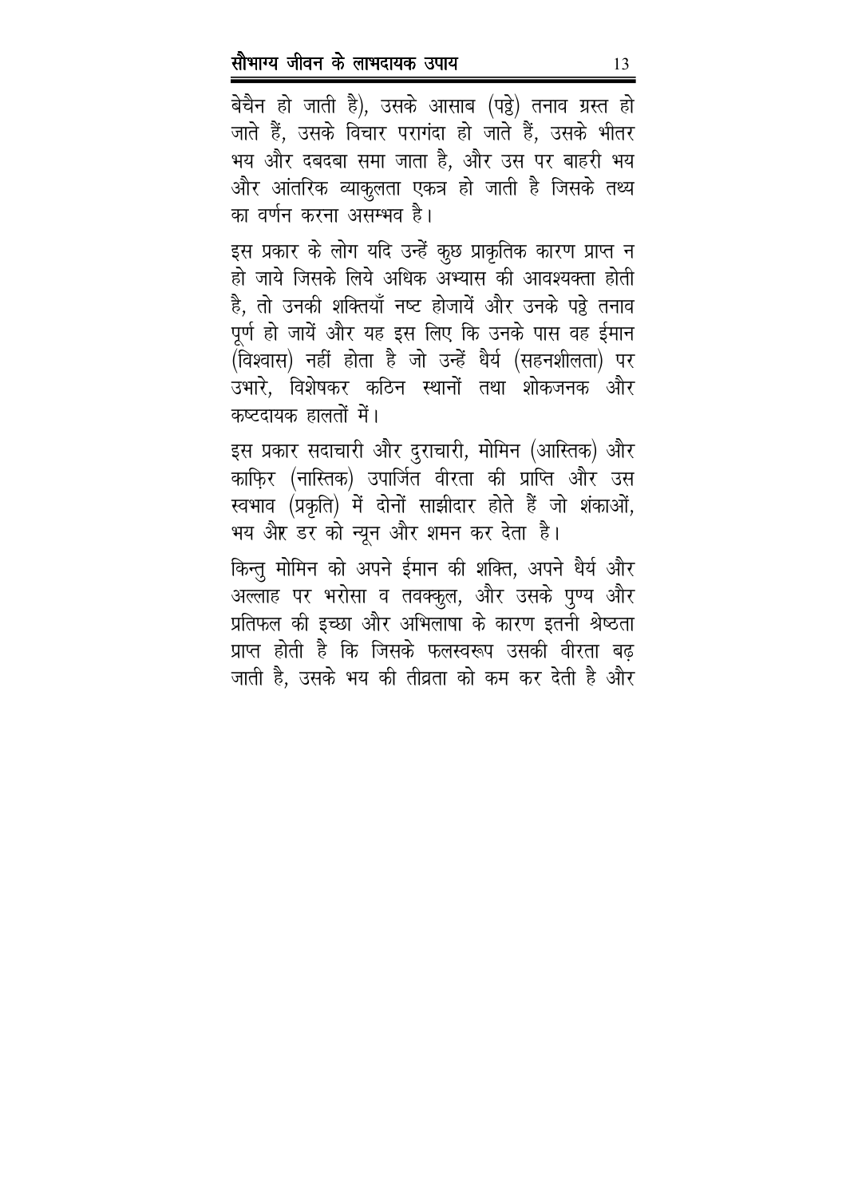बेचैन हो जाती है), उसके आसाब (पट्ठे) तनाव ग्रस्त हो जाते हैं, उसके विचार परागंदा हो जाते हैं, उसके भीतर भय और दबदबा समा जाता है, और उस पर बाहरी भय और आंतरिक व्याकुलता एकत्र हो जाती है जिसके तथ्य का वर्णन करना असम्भव है।

इस प्रकार के लोग यदि उन्हें कुछ प्राकृतिक कारण प्राप्त न हो जाये जिसके लिये अधिक अभ्यास की आवश्यक्ता होती है, तो उनकी शक्तियाँ नष्ट होजायें और उनके पट्ठे तनाव पूर्ण हो जायें और यह इस लिए कि उनके पास वह ईमान (विश्वास) नहीं होता है जो उन्हें धैर्य (सहनशीलता) पर उभारे, विशेषकर कठिन स्थानों तथा शोकजनक और कष्टदायक हालतों में।

इस प्रकार सदाचारी और दुराचारी, मोमिन (आस्तिक) और काफ़िर (नास्तिक) उपार्जित वीरता की प्राप्ति और उस स्वभाव (प्रकृति) में दोनों साझीदार होते हैं जो शंकाओं, भय और डर को न्यून और शमन कर देता है।

किन्तु मोमिन को अपने ईमान की शक्ति, अपने धैर्य और अल्लाह पर भरोसा व तवक्कुल, और उसके पुण्य और प्रतिफल की इच्छा और अभिलाषा के कारण इतनी श्रेष्ठता प्राप्त होती है कि जिसके फलस्वरूप उसकी वीरता बढ़ जाती है, उसके भय की तीव्रता को कम कर देती है और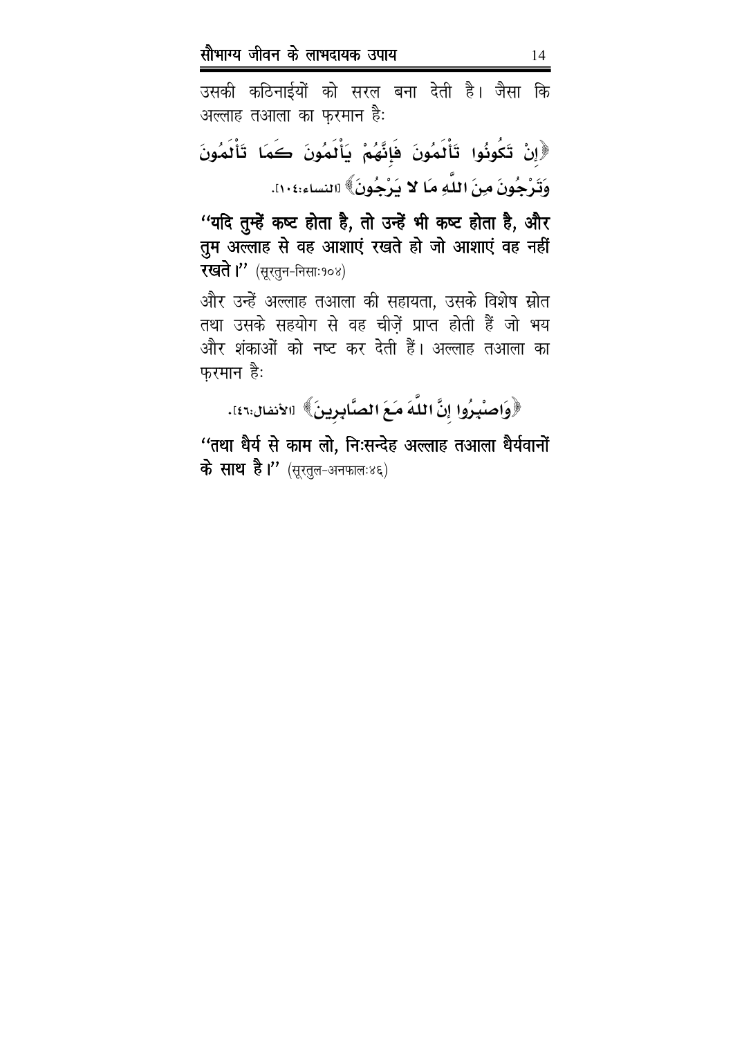उसकी कठिनाईयों को सरल बना देती है। जैसा कि अल्लाह तआला का फ़रमान हैः

﴿إِنْ تَكُونُوا تَأْلَمُونَ فَإِنَّهُمْ يَأْلَمُونَ كَمَا تَأْلَمُونَ وَتَرْجُونَ مِنَ اللَّهِ مَا لا يَرْجُونَ﴾ [النساء:١٠٤].

**''यदि तुम्हें कष्ट होता है, तो उन्हें भी कष्ट होता है, और तुम अल्लाह से वह आशाएं रखते हो जो आशाएं वह नहीं रखते।''** (सूरतुन-निसा:१०४)

और उन्हें अल्लाह तआला की सहायता, उसके विशेष स्रोत तथा उसके सहयोग से वह चीज़ें प्राप्त होती हैं जो भय और शंकाओं को नष्ट कर देती हैं। अल्लाह तआला का फ़रमान हैः

﴿وَاصْبِرُوا إِنَّ اللَّهَ مَعَ الصَّابِرِينَ﴾ [الأنفال:٤٦].

**''तथा धैर्य से काम लो, निःसन्देह अल्लाह तआला धैर्यवानों के साथ है।''** (सूरतुल-अनफाल:४६)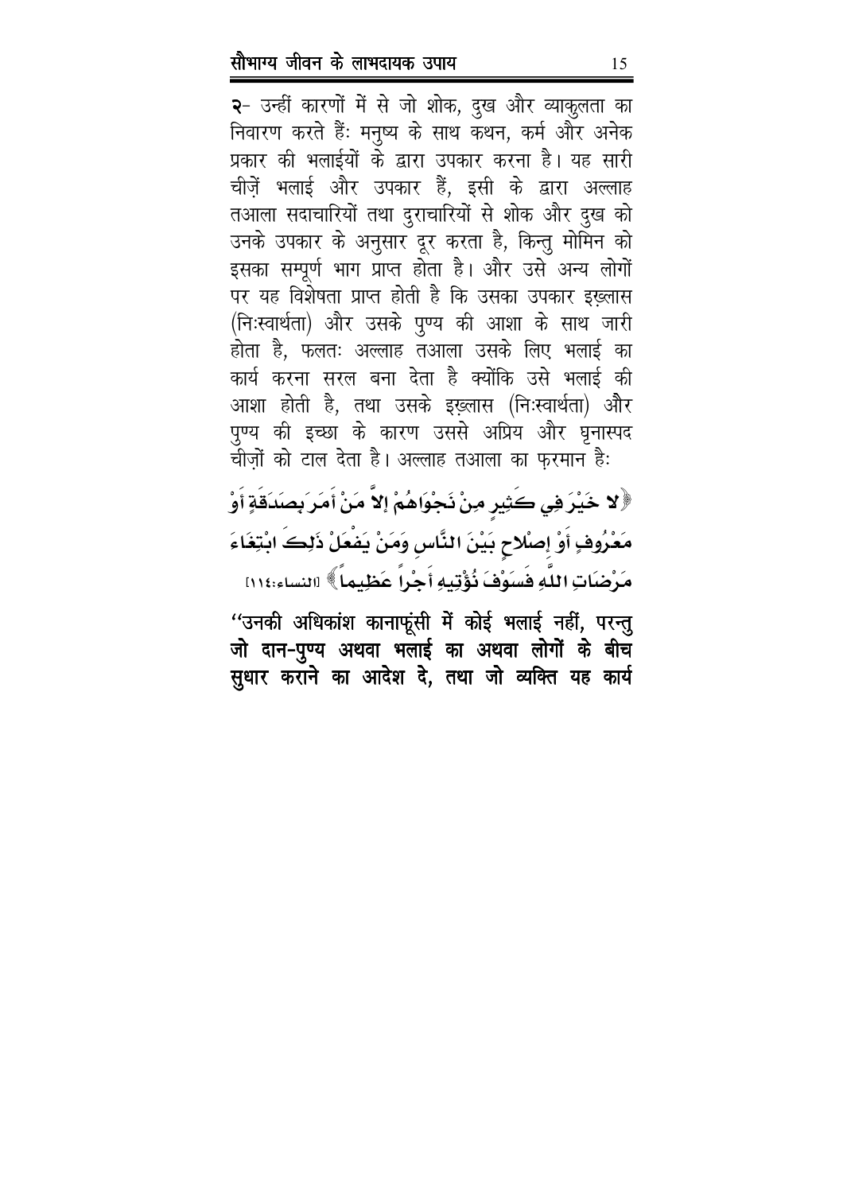२- उन्हीं कारणों में से जो शोक, दुख और व्याकुलता का निवारण करते हैंः मनुष्य के साथ कथन, कर्म और अनेक प्रकार की भलाईयों के द्वारा उपकार करना है। यह सारी चीज़ें भलाई और उपकार हैं, इसी के द्वारा अल्लाह तआला सदाचारियों तथा दुराचारियों से शोक और दुख को उनके उपकार के अनुसार दूर करता है, किन्तु मोमिन को इसका सम्पूर्ण भाग प्राप्त होता है। और उसे अन्य लोगों पर यह विशेषता प्राप्त होती है कि उसका उपकार इख़्लास (निःस्वार्थता) और उसके पुण्य की आशा के साथ जारी होता है, फलतः अल्लाह तआला उसके लिए भलाई का कार्य करना सरल बना देता है क्योंकि उसे भलाई की आशा होती है, तथा उसके इख़्लास (निःस्वार्थता) और पुण्य की इच्छा के कारण उससे अप्रिय और घृनास्पद चीज़ों को टाल देता है। अल्लाह तआला का फ़रमान हैः

﴿لا خَيْرَ فِي كَثِيرٍ مِنْ نَجْوَاهُمْ إِلاَّ مَنْ أَمَرَ بِصَدَقَةٍ أَوْ مَعْرُوفٍ أَوْ إِصْلاحٍ بَيْنَ النَّاسِ وَمَنْ يَفْعَلْ ذَلِكَ ابْتِغَاءَ مَرْضَاتِ اللَّهِ فَسَوْفَ نُؤْتِيهِ أَجْراً عَظِيماً﴾ [النساء:١١٤]

**''उनकी अधिकांश कानाफूंसी में कोई भलाई नहीं, परन्तु जो दान-पुण्य अथवा भलाई का अथवा लोगों के बीच सुधार कराने का आदेश दे, तथा जो व्यक्ति यह कार्य**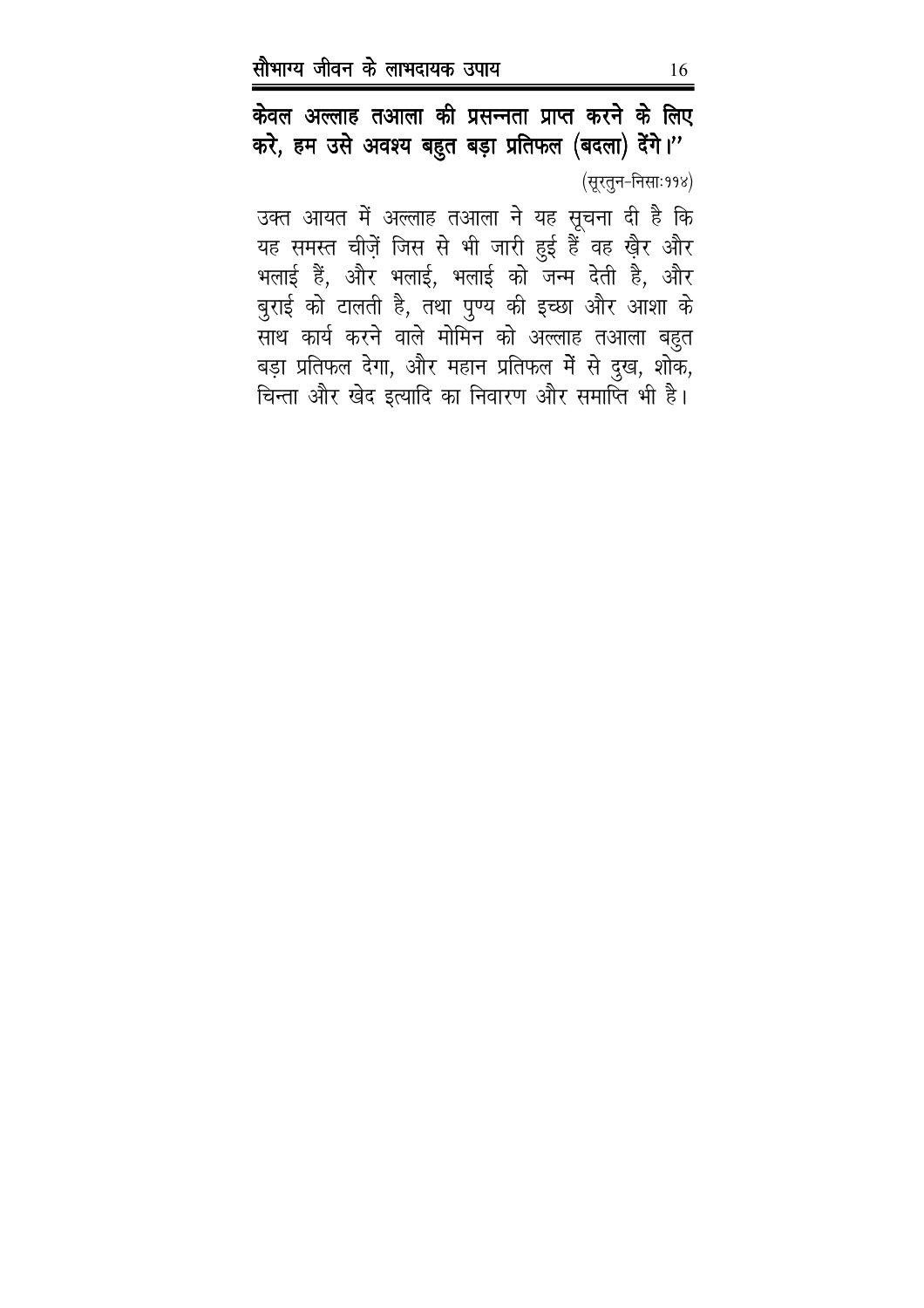**केवल अल्लाह तआला की प्रसन्नता प्राप्त करने के लिए करे, हम उसे अवश्य बहुत बड़ा प्रतिफल (बदला) देंगे।''**

(सूरतुन-निसाः११४)

उक्त आयत में अल्लाह तआला ने यह सूचना दी है कि यह समस्त चीज़ें जिस से भी जारी हुई हैं वह ख़ैर और भलाई हैं, और भलाई, भलाई को जन्म देती है, और बुराई को टालती है, तथा पुण्य की इच्छा और आशा के साथ कार्य करने वाले मोमिन को अल्लाह तआला बहुत बड़ा प्रतिफल देगा, और महान प्रतिफल में से दुख, शोक, चिन्ता और खेद इत्यादि का निवारण और समाप्ति भी है।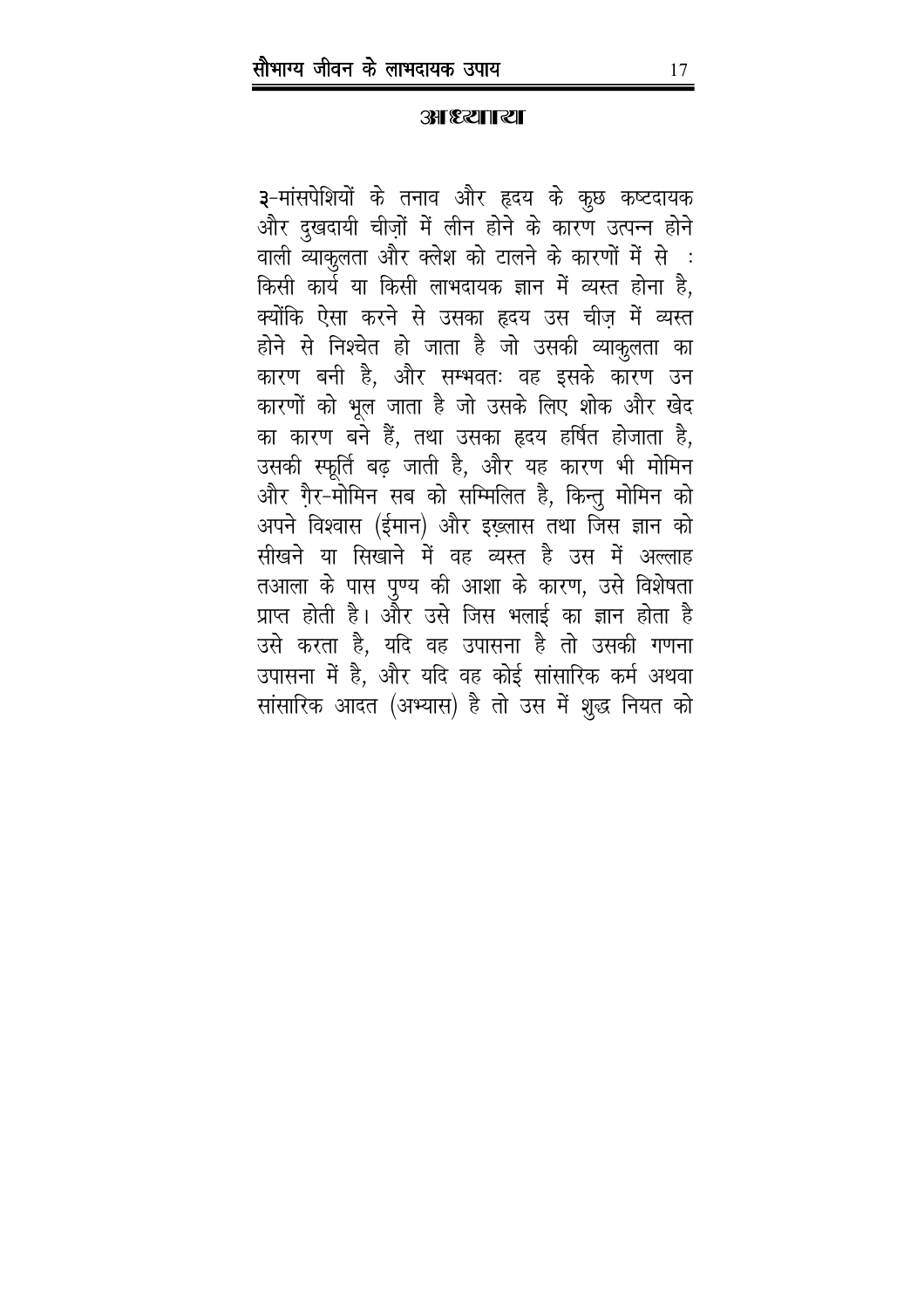## आध्याय

३-मांसपेशियों के तनाव और हृदय के कुछ कष्टदायक और दुखदायी चीज़ों में लीन होने के कारण उत्पन्न होने वाली व्याकुलता और क्लेश को टालने के कारणों में से : किसी कार्य या किसी लाभदायक ज्ञान में व्यस्त होना है, क्योंकि ऐसा करने से उसका हृदय उस चीज़ में व्यस्त होने से निश्चेत हो जाता है जो उसकी व्याकुलता का कारण बनी है, और सम्भवतः वह इसके कारण उन कारणों को भूल जाता है जो उसके लिए शोक और खेद का कारण बने हैं, तथा उसका हृदय हर्षित होजाता है, उसकी स्फूर्ति बढ़ जाती है, और यह कारण भी मोमिन और ग़ैर-मोमिन सब को सम्मिलित है, किन्तु मोमिन को अपने विश्वास (ईमान) और इख़्लास तथा जिस ज्ञान को सीखने या सिखाने में वह व्यस्त है उस में अल्लाह तआला के पास पुण्य की आशा के कारण, उसे विशेषता प्राप्त होती है। और उसे जिस भलाई का ज्ञान होता है उसे करता है, यदि वह उपासना है तो उसकी गणना उपासना में है, और यदि वह कोई सांसारिक कर्म अथवा सांसारिक आदत (अभ्यास) है तो उस में शुद्ध नियत को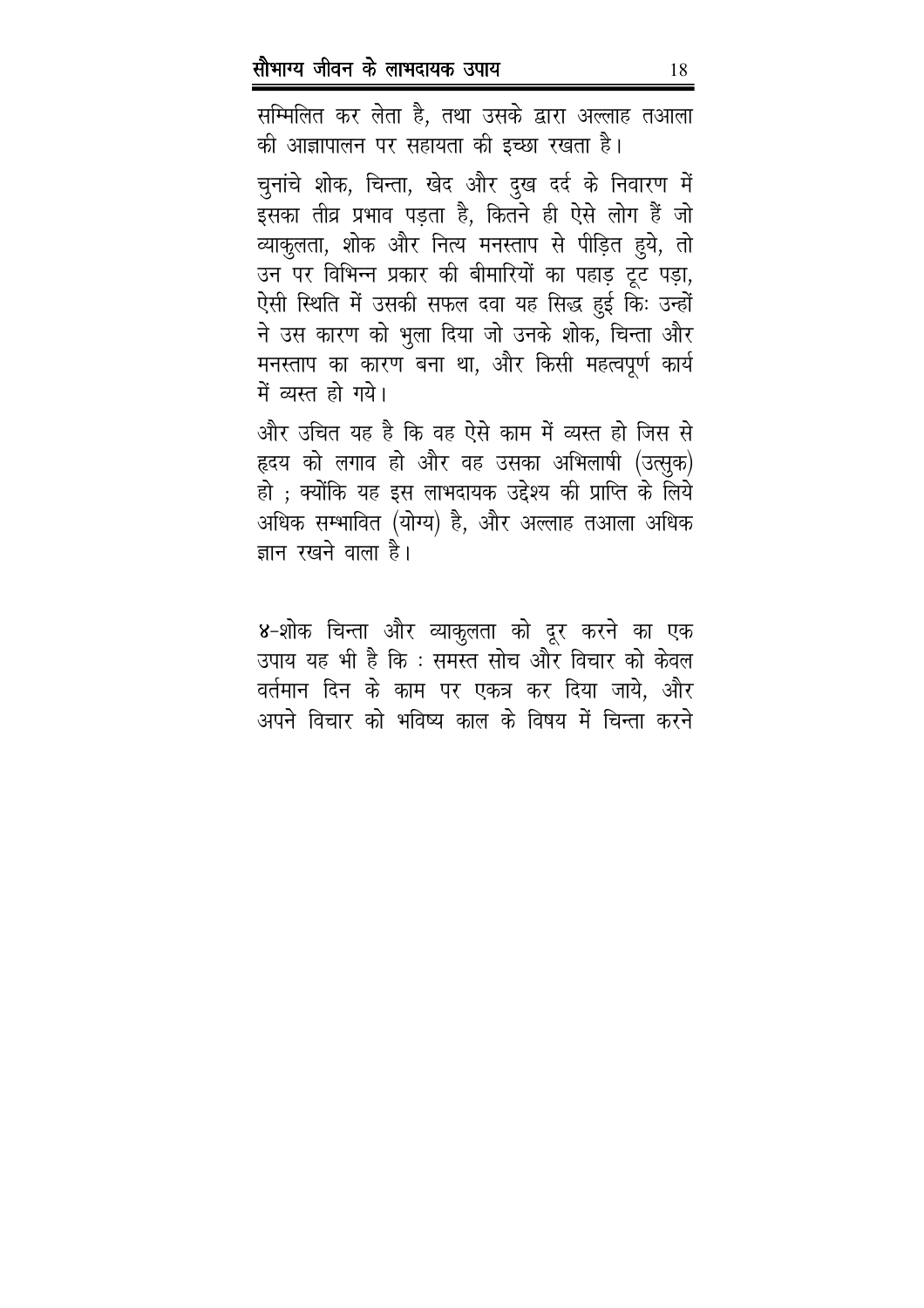सम्मिलित कर लेता है, तथा उसके द्वारा अल्लाह तआला की आज्ञापालन पर सहायता की इच्छा रखता है।

चुनांचे शोक, चिन्ता, खेद और दुख दर्द के निवारण में इसका तीव्र प्रभाव पड़ता है, कितने ही ऐसे लोग हैं जो व्याकुलता, शोक और नित्य मनस्ताप से पीड़ित हुये, तो उन पर विभिन्न प्रकार की बीमारियों का पहाड़ टूट पड़ा, ऐसी स्थिति में उसकी सफल दवा यह सिद्ध हुई किः उन्हों ने उस कारण को भुला दिया जो उनके शोक, चिन्ता और मनस्ताप का कारण बना था, और किसी महत्वपूर्ण कार्य में व्यस्त हो गये।

और उचित यह है कि वह ऐसे काम में व्यस्त हो जिस से हृदय को लगाव हो और वह उसका अभिलाषी (उत्सुक) हो ; क्योंकि यह इस लाभदायक उद्देश्य की प्राप्ति के लिये अधिक सम्भावित (योग्य) है, और अल्लाह तआला अधिक ज्ञान रखने वाला है।

४-शोक चिन्ता और व्याकुलता को दूर करने का एक उपाय यह भी है कि : समस्त सोच और विचार को केवल वर्तमान दिन के काम पर एकत्र कर दिया जाये, और अपने विचार को भविष्य काल के विषय में चिन्ता करने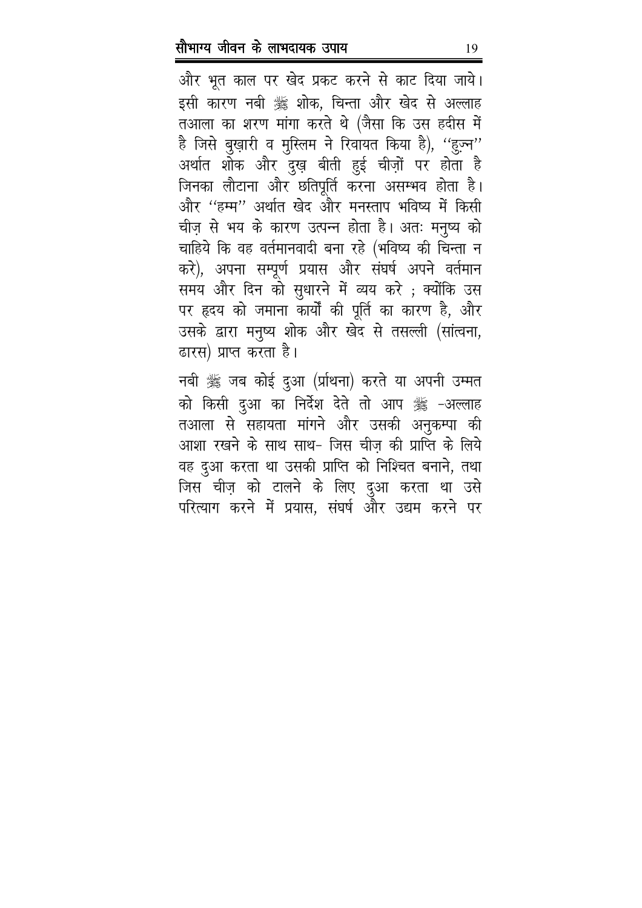और भूत काल पर खेद प्रकट करने से काट दिया जाये। इसी कारण नबी ﷺ शोक, चिन्ता और खेद से अल्लाह तआला का शरण मांगा करते थे (जैसा कि उस हदीस में है जिसे बुख़ारी व मुस्लिम ने रिवायत किया है), ''हुज़्न'' अर्थात शोक और दुख़ बीती हुई चीज़ों पर होता है जिनका लौटाना और छतिपूर्ति करना असम्भव होता है। और ''हम्म'' अर्थात खेद और मनस्ताप भविष्य में किसी चीज़ से भय के कारण उत्पन्न होता है। अतः मनुष्य को चाहिये कि वह वर्तमानवादी बना रहे (भविष्य की चिन्ता न करे), अपना सम्पूर्ण प्रयास और संघर्ष अपने वर्तमान समय और दिन को सुधारने में व्यय करे ; क्योंकि उस पर हृदय को जमाना कार्यों की पूर्ति का कारण है, और उसके द्वारा मनुष्य शोक और खेद से तसल्ली (सांत्वना, ढारस) प्राप्त करता है।

नबी ﷺ जब कोई दुआ (प्रार्थना) करते या अपनी उम्मत को किसी दुआ का निर्देश देते तो आप ﷺ -अल्लाह तआला से सहायता मांगने और उसकी अनुकम्पा की आशा रखने के साथ साथ- जिस चीज़ की प्राप्ति के लिये वह दुआ करता था उसकी प्राप्ति को निश्चित बनाने, तथा जिस चीज़ को टालने के लिए दुआ करता था उसे परित्याग करने में प्रयास, संघर्ष और उद्यम करने पर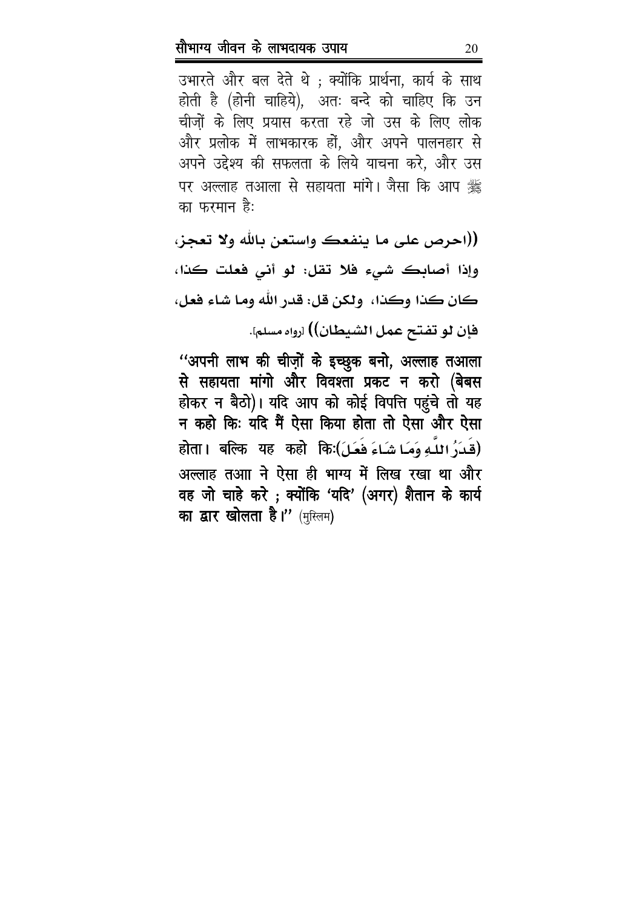उभारते और बल देते थे ; क्योंकि प्रार्थना, कार्य के साथ होती है (होनी चाहिये), अतः बन्दे को चाहिए कि उन चीज़ों के लिए प्रयास करता रहे जो उस के लिए लोक और प्रलोक में लाभकारक हों, और अपने पालनहार से अपने उद्देश्य की सफलता के लिये याचना करे, और उस पर अल्लाह तआला से सहायता मांगे। जैसा कि आप ﷺ का फरमान है:

**((احرص على ما ينفعك واستعن بالله ولا تعجز، وإذا أصابك شيء فلا تقل: لو أني فعلت كذا، كان كذا وكذا، ولكن قل: قدر الله وما شاء فعل، فإن لو تفتح عمل الشيطان))** [رواه مسلم].

**"अपनी लाभ की चीज़ों के इच्छुक बनो, अल्लाह तआला से सहायता मांगो और विवश्ता प्रकट न करो (बेबस होकर न बैठो)। यदि आप को कोई विपत्ति पहुंचे तो यह न कहो कि: यदि मैं ऐसा किया होता तो ऐसा और ऐसा होता। बल्कि यह कहो कि:(قَدَرُ اللَّهِ وَمَا شَاءَ فَعَلَ) अल्लाह तआा ने ऐसा ही भाग्य में लिख रखा था और वह जो चाहे करे ; क्योंकि 'यदि' (अगर) शैतान के कार्य का द्वार खोलता है।"** (मुस्लिम)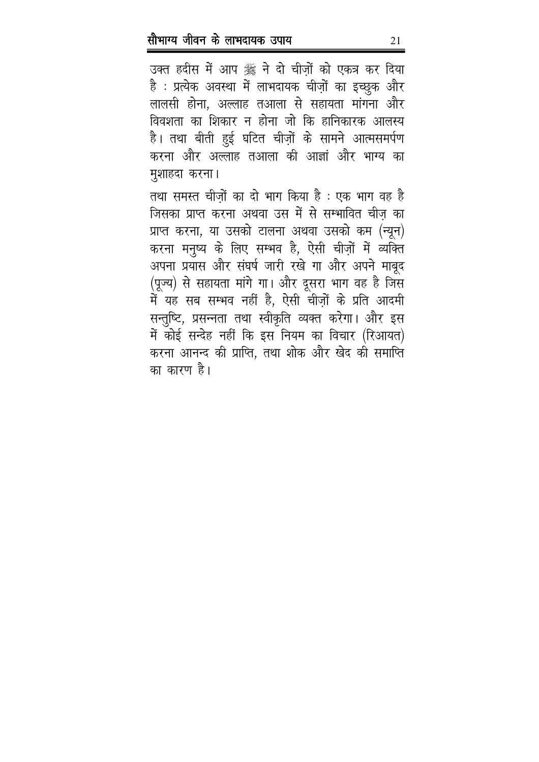उक्त हदीस में आप ﷺ ने दो चीज़ों को एकत्र कर दिया है : प्रत्येक अवस्था में लाभदायक चीज़ों का इच्छुक और लालसी होना, अल्लाह तआला से सहायता मांगना और विवशता का शिकार न होना जो कि हानिकारक आलस्य है। तथा बीती हुई घटित चीज़ों के सामने आत्मसमर्पण करना और अल्लाह तआला की आज्ञां और भाग्य का मुशाहदा करना।

तथा समस्त चीज़ों का दो भाग किया है : एक भाग वह है जिसका प्राप्त करना अथवा उस में से सम्भावित चीज़ का प्राप्त करना, या उसको टालना अथवा उसको कम (न्यून) करना मनुष्य के लिए सम्भव है, ऐसी चीज़ों में व्यक्ति अपना प्रयास और संघर्ष जारी रखे गा और अपने माबूद (पूज्य) से सहायता मांगे गा। और दूसरा भाग वह है जिस में यह सब सम्भव नहीं है, ऐसी चीज़ों के प्रति आदमी सन्तुष्टि, प्रसन्नता तथा स्वीकृति व्यक्त करेगा। और इस में कोई सन्देह नहीं कि इस नियम का विचार (रिआयत) करना आनन्द की प्राप्ति, तथा शोक और खेद की समाप्ति का कारण है।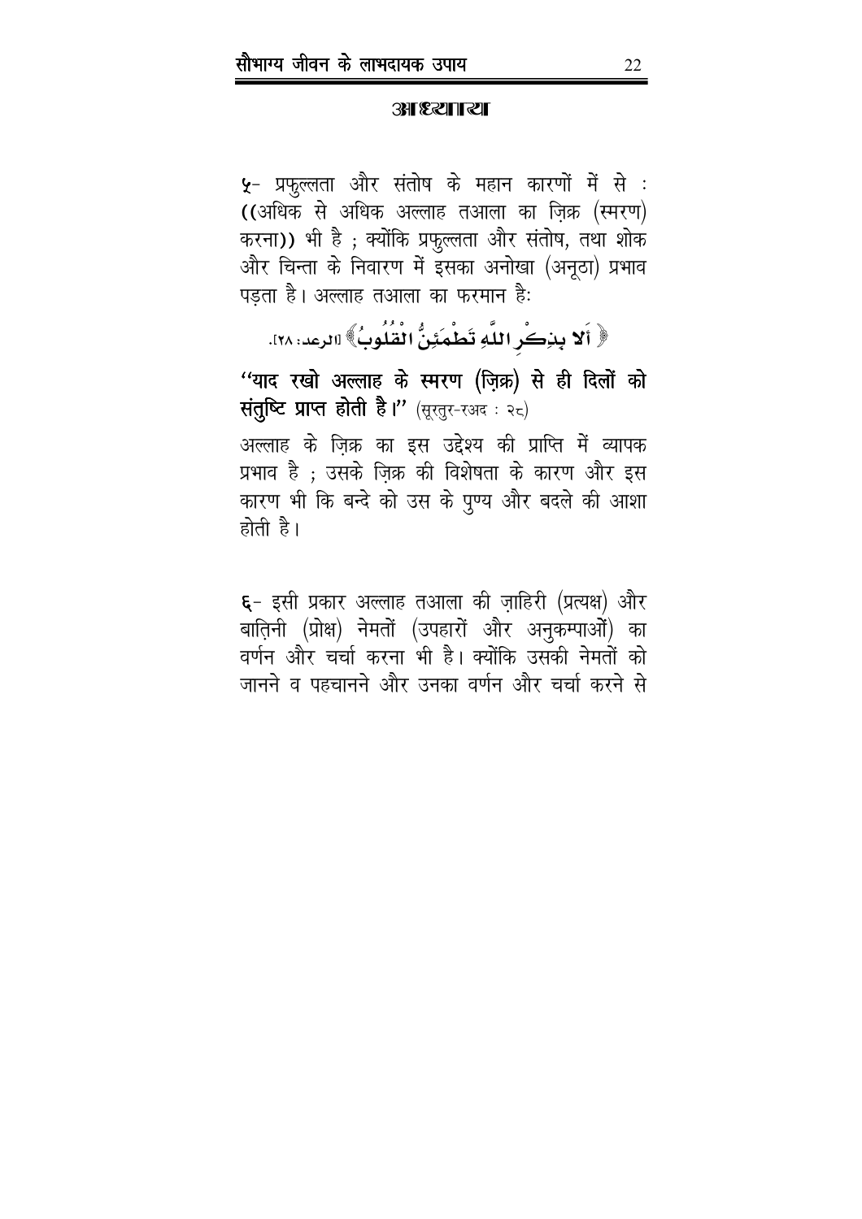## अध्याय

५- प्रफुल्लता और संतोष के महान कारणों में से : ((अधिक से अधिक अल्लाह तआला का ज़िक्र (स्मरण) करना)) भी है ; क्योंकि प्रफुल्लता और संतोष, तथा शोक और चिन्ता के निवारण में इसका अनोखा (अनूठा) प्रभाव पड़ता है। अल्लाह तआला का फरमान है:

﴿ أَلَا بِذِكْرِ اللَّهِ تَطْمَئِنُّ الْقُلُوبُ ﴾ [الرعد: ٢٨].

**"याद रखो अल्लाह के स्मरण (ज़िक्र) से ही दिलों को संतुष्टि प्राप्त होती है।"** (सूरतुर-रअद : २८)

अल्लाह के ज़िक्र का इस उद्देश्य की प्राप्ति में व्यापक प्रभाव है ; उसके ज़िक्र की विशेषता के कारण और इस कारण भी कि बन्दे को उस के पुण्य और बदले की आशा होती है।

६- इसी प्रकार अल्लाह तआला की ज़ाहिरी (प्रत्यक्ष) और बातिनी (प्रोक्ष) नेमतों (उपहारों और अनुकम्पाओं) का वर्णन और चर्चा करना भी है। क्योंकि उसकी नेमतों को जानने व पहचानने और उनका वर्णन और चर्चा करने से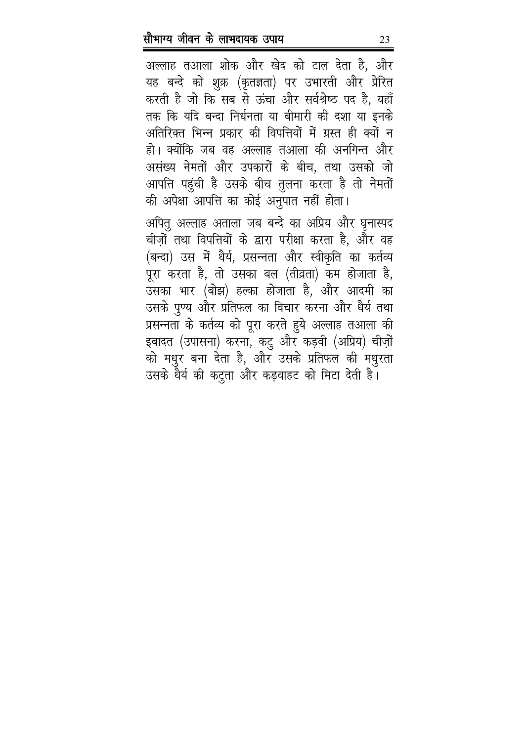अल्लाह तआला शोक और खेद को टाल देता है, और यह बन्दे को शुक्र (कृतज्ञता) पर उभारती और प्रेरित करती है जो कि सब से ऊंचा और सर्वश्रेष्ठ पद है, यहाँ तक कि यदि बन्दा निर्धनता या बीमारी की दशा या इनके अतिरिक्त भिन्न प्रकार की विपत्तियों में ग्रस्त ही क्यों न हो। क्योंकि जब वह अल्लाह तआला की अनगिन्त और असंख्य नेमतों और उपकारों के बीच, तथा उसको जो आपत्ति पहुंची है उसके बीच तुलना करता है तो नेमतों की अपेक्षा आपत्ति का कोई अनुपात नहीं होता।

अपितु अल्लाह अताला जब बन्दे का अप्रिय और घृनास्पद चीज़ों तथा विपत्तियों के द्वारा परीक्षा करता है, और वह (बन्दा) उस में धैर्य, प्रसन्नता और स्वीकृति का कर्तव्य पूरा करता है, तो उसका बल (तीव्रता) कम होजाता है, उसका भार (बोझ) हल्का होजाता है, और आदमी का उसके पुण्य और प्रतिफल का विचार करना और धैर्य तथा प्रसन्नता के कर्तव्य को पूरा करते हुये अल्लाह तआला की इबादत (उपासना) करना, कटु और कड़वी (अप्रिय) चीज़ों को मधुर बना देता है, और उसके प्रतिफल की मधुरता उसके धैर्य की कटुता और कड़वाहट को मिटा देती है।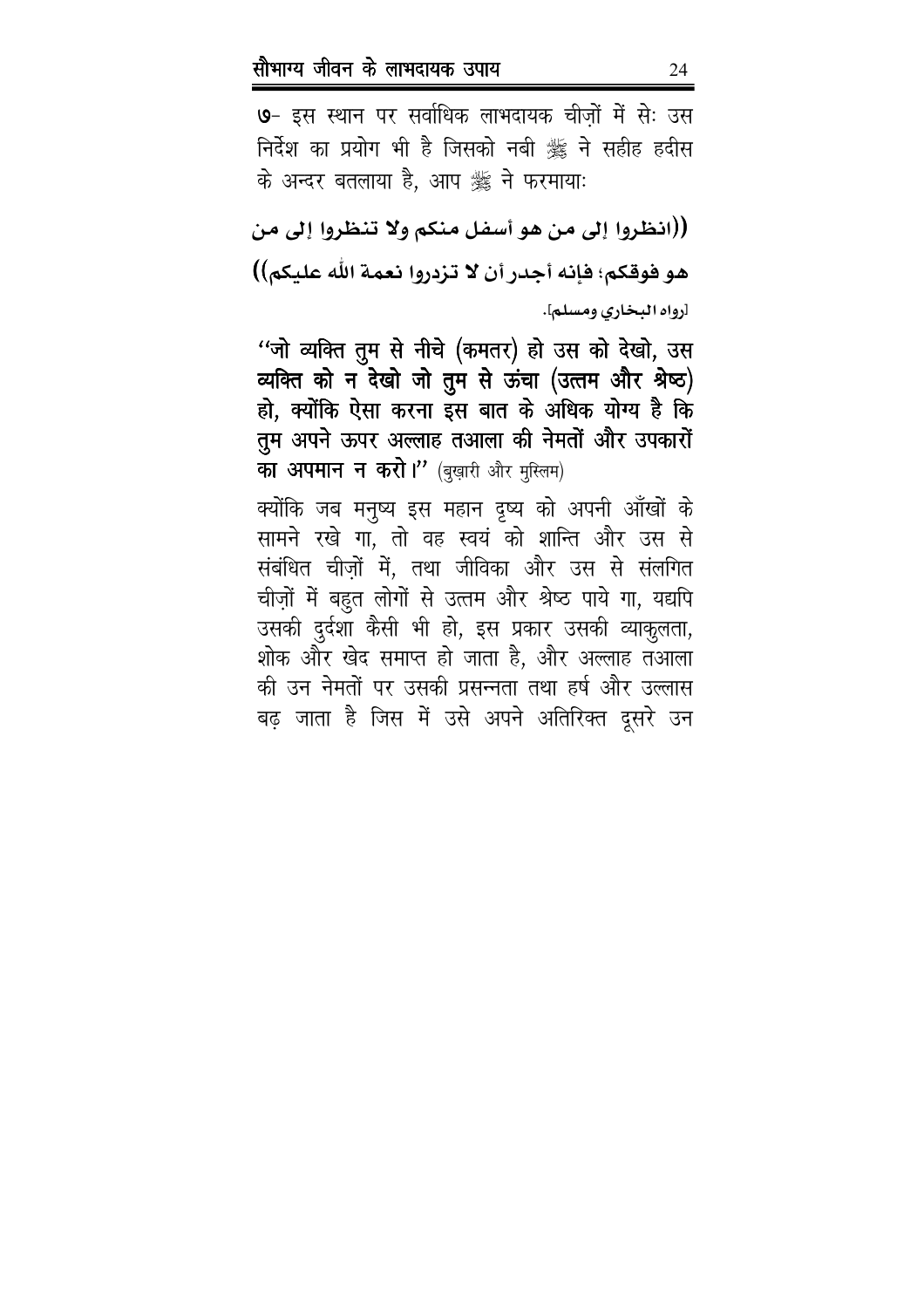७- इस स्थान पर सर्वाधिक लाभदायक चीज़ों में सेः उस निर्देश का प्रयोग भी है जिसको नबी ﷺ ने सहीह हदीस के अन्दर बतलाया है, आप ﷺ ने फरमायाः

**((انظروا إلى من هو أسفل منكم ولا تنظروا إلى من هو فوقكم؛ فإنه أجدر أن لا تزدروا نعمة الله عليكم))**

[رواه البخاري ومسلم].

**"जो व्यक्ति तुम से नीचे (कमतर) हो उस को देखो, उस व्यक्ति को न देखो जो तुम से ऊंचा (उत्तम और श्रेष्ठ) हो, क्योंकि ऐसा करना इस बात के अधिक योग्य है कि तुम अपने ऊपर अल्लाह तआला की नेमतों और उपकारों का अपमान न करो।"** (बुख़ारी और मुस्लिम)

क्योंकि जब मनुष्य इस महान दृष्य को अपनी आँखों के सामने रखे गा, तो वह स्वयं को शान्ति और उस से संबंधित चीज़ों में, तथा जीविका और उस से संलगित चीज़ों में बहुत लोगों से उत्तम और श्रेष्ठ पाये गा, यद्यपि उसकी दुर्दशा कैसी भी हो, इस प्रकार उसकी व्याकुलता, शोक और खेद समाप्त हो जाता है, और अल्लाह तआला की उन नेमतों पर उसकी प्रसन्नता तथा हर्ष और उल्लास बढ़ जाता है जिस में उसे अपने अतिरिक्त दूसरे उन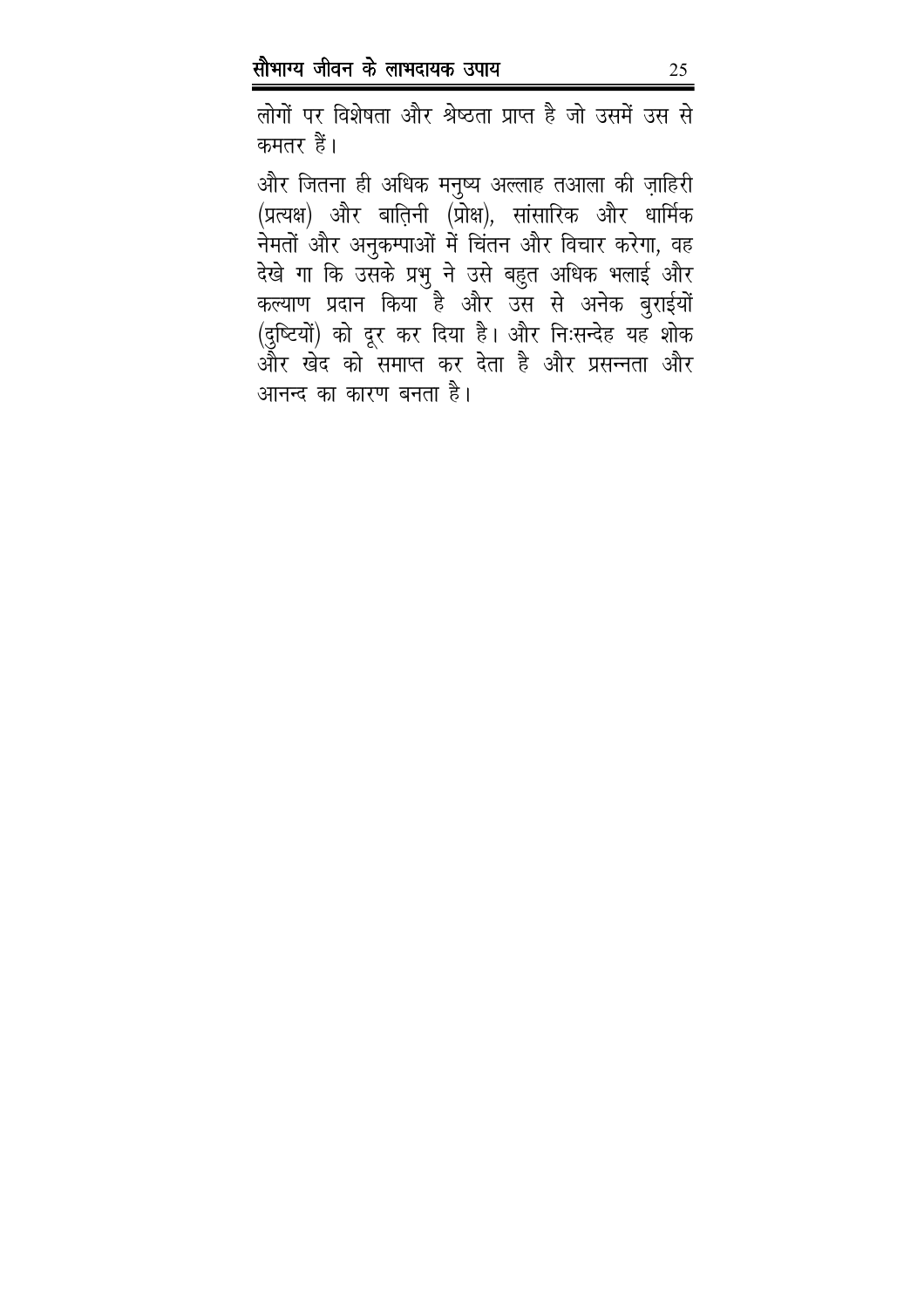लोगों पर विशेषता और श्रेष्ठता प्राप्त है जो उसमें उस से कमतर हैं।

और जितना ही अधिक मनुष्य अल्लाह तआला की ज़ाहिरी (प्रत्यक्ष) और बातिनी (प्रोक्ष), सांसारिक और धार्मिक नेमतों और अनुकम्पाओं में चिंतन और विचार करेगा, वह देखे गा कि उसके प्रभु ने उसे बहुत अधिक भलाई और कल्याण प्रदान किया है और उस से अनेक बुराईयों (दुष्टियों) को दूर कर दिया है। और निःसन्देह यह शोक और खेद को समाप्त कर देता है और प्रसन्नता और आनन्द का कारण बनता है।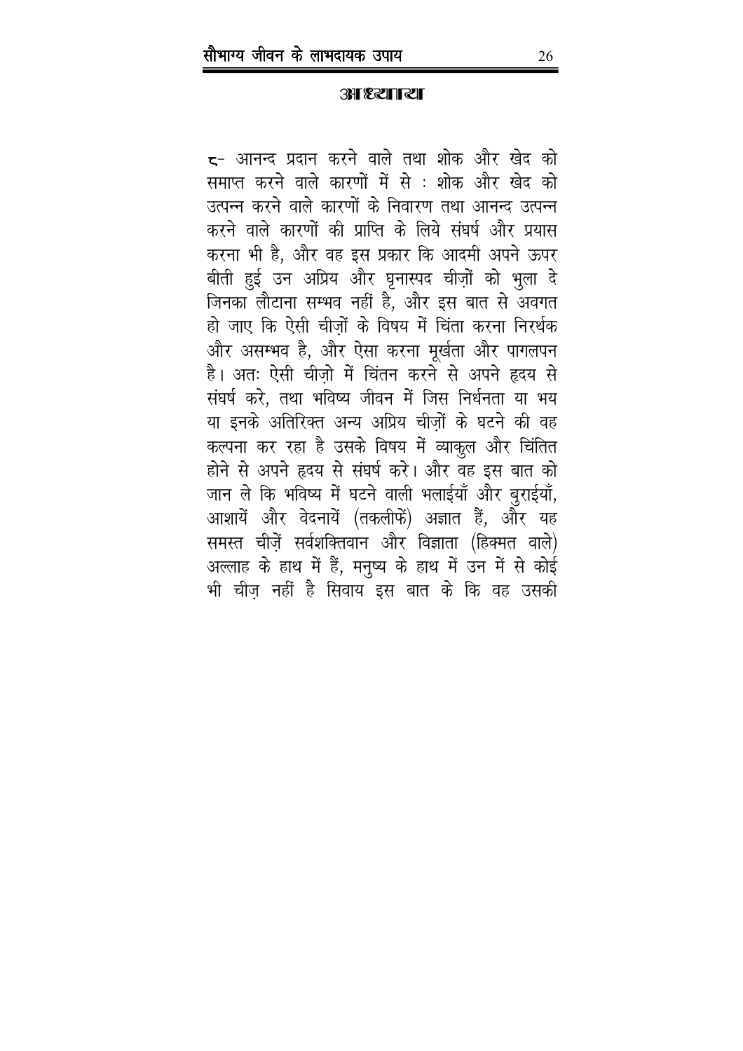## अध्याय

८- आनन्द प्रदान करने वाले तथा शोक और खेद को समाप्त करने वाले कारणों में से : शोक और खेद को उत्पन्न करने वाले कारणों के निवारण तथा आनन्द उत्पन्न करने वाले कारणों की प्राप्ति के लिये संघर्ष और प्रयास करना भी है, और वह इस प्रकार कि आदमी अपने ऊपर बीती हुई उन अप्रिय और घृनास्पद चीज़ों को भुला दे जिनका लौटाना सम्भव नहीं है, और इस बात से अवगत हो जाए कि ऐसी चीज़ों के विषय में चिंता करना निरर्थक और असम्भव है, और ऐसा करना मूर्खता और पागलपन है। अतः ऐसी चीज़ो में चिंतन करने से अपने हृदय से संघर्ष करे, तथा भविष्य जीवन में जिस निर्धनता या भय या इनके अतिरिक्त अन्य अप्रिय चीज़ों के घटने की वह कल्पना कर रहा है उसके विषय में व्याकुल और चिंतित होने से अपने हृदय से संघर्ष करे। और वह इस बात को जान ले कि भविष्य में घटने वाली भलाईयाँ और बुराईयाँ, आशायें और वेदनायें (तकलीफें) अज्ञात हैं, और यह समस्त चीज़ें सर्वशक्तिवान और विज्ञाता (हिक्मत वाले) अल्लाह के हाथ में हैं, मनुष्य के हाथ में उन में से कोई भी चीज़ नहीं है सिवाय इस बात के कि वह उसकी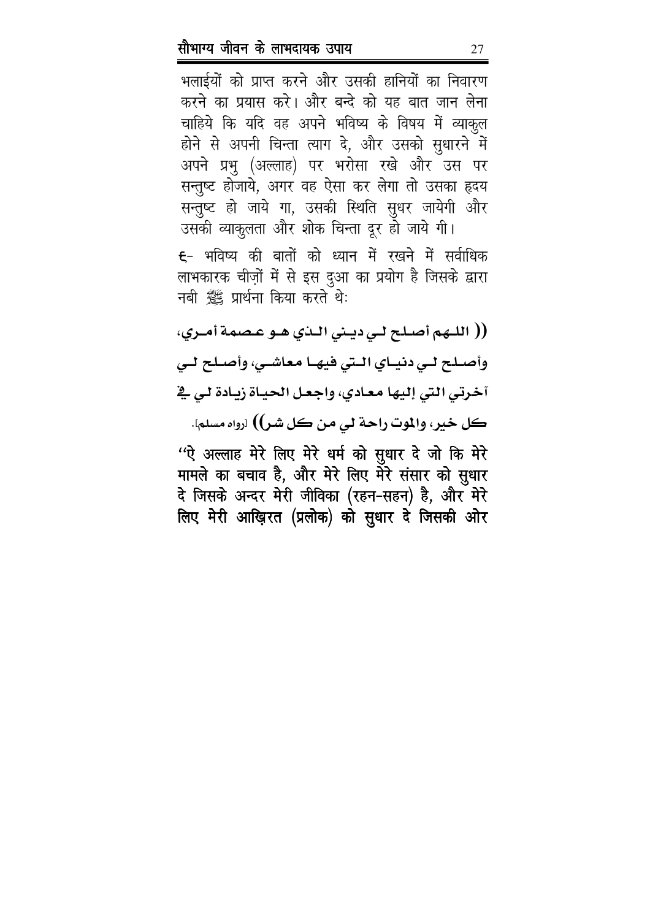भलाईयों को प्राप्त करने और उसकी हानियों का निवारण करने का प्रयास करे। और बन्दे को यह बात जान लेना चाहिये कि यदि वह अपने भविष्य के विषय में व्याकुल होने से अपनी चिन्ता त्याग दे, और उसको सुधारने में अपने प्रभु (अल्लाह) पर भरोसा रखे और उस पर सन्तुष्ट होजाये, अगर वह ऐसा कर लेगा तो उसका हृदय सन्तुष्ट हो जाये गा, उसकी स्थिति सुधर जायेगी और उसकी व्याकुलता और शोक चिन्ता दूर हो जाये गी।

६- भविष्य की बातों को ध्यान में रखने में सर्वाधिक लाभकारक चीज़ों में से इस दुआ का प्रयोग है जिसके द्वारा नबी ﷺ प्रार्थना किया करते थे:

**(( اللهم أصلح لي ديني الذي هو عصمة أمري، وأصلح لي دنياي التي فيها معاشي، وأصلح لي آخرتي التي إليها معادي، واجعل الحياة زيادة لي في كل خير، والموت راحة لي من كل شر ))** [رواه مسلم].

**"ऐ अल्लाह मेरे लिए मेरे धर्म को सुधार दे जो कि मेरे मामले का बचाव है, और मेरे लिए मेरे संसार को सुधार दे जिसके अन्दर मेरी जीविका (रहन-सहन) है, और मेरे लिए मेरी आख़िरत (प्रलोक) को सुधार दे जिसकी ओर**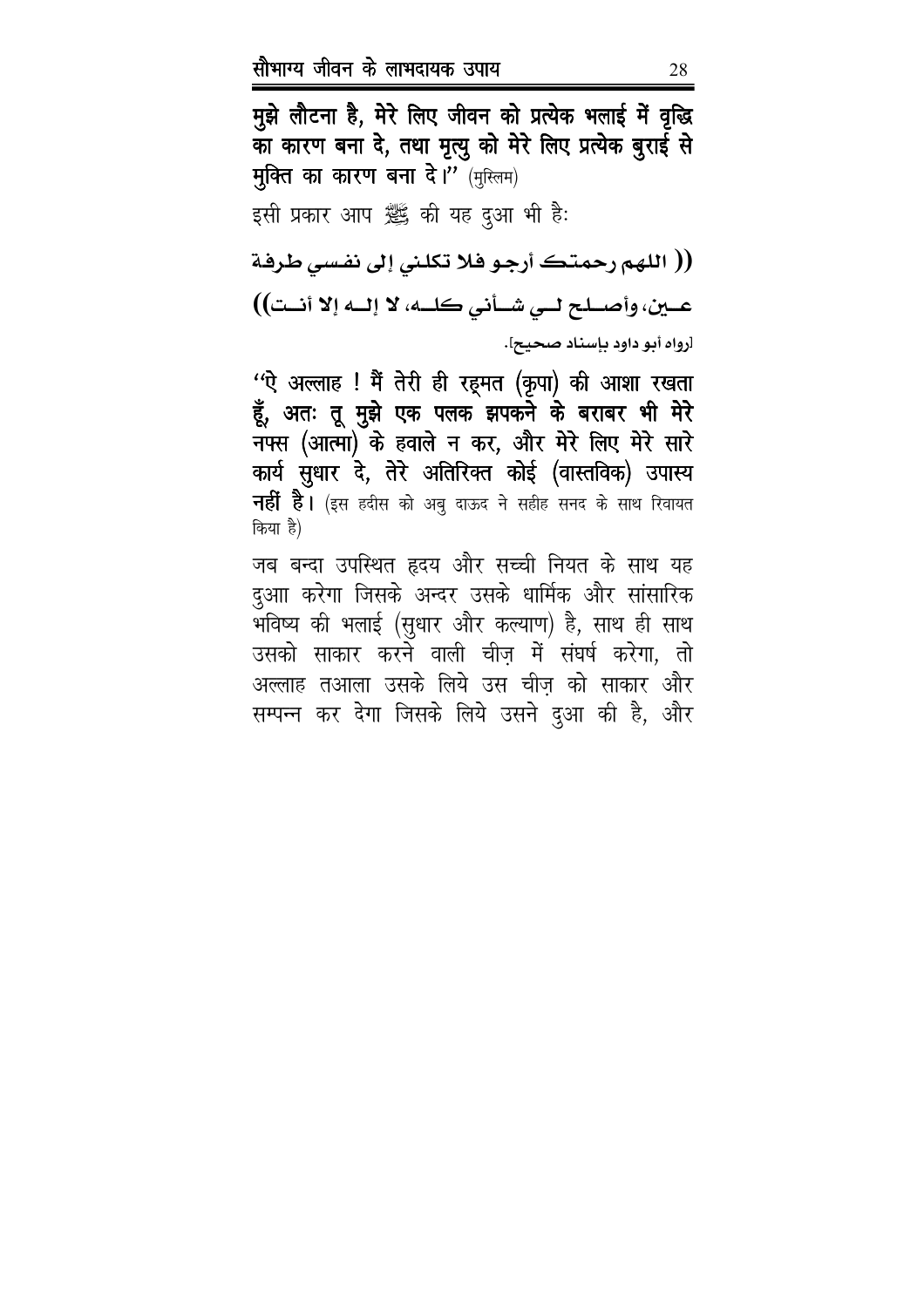**मुझे लौटना है, मेरे लिए जीवन को प्रत्येक भलाई में वृद्धि का कारण बना दे, तथा मृत्यु को मेरे लिए प्रत्येक बुराई से मुक्ति का कारण बना दे।"** (मुस्लिम)

इसी प्रकार आप ﷺ की यह दुआ भी है:

**(( اللهم رحمتك أرجو فلا تكلني إلى نفسي طرفة عين، وأصلح لي شأني كله، لا إله إلا أنت))**

[رواه أبو داود بإسناد صحيح].

**"ऐ अल्लाह ! मैं तेरी ही रह्मत (कृपा) की आशा रखता हूँ, अतः तू मुझे एक पलक झपकने के बराबर भी मेरे नफ्स (आत्मा) के हवाले न कर, और मेरे लिए मेरे सारे कार्य सुधार दे, तेरे अतिरिक्त कोई (वास्तविक) उपास्य नहीं है।** (इस हदीस को अबु दाऊद ने सहीह सनद के साथ रिवायत किया है)

जब बन्दा उपस्थित हृदय और सच्ची नियत के साथ यह दुआा करेगा जिसके अन्दर उसके धार्मिक और सांसारिक भविष्य की भलाई (सुधार और कल्याण) है, साथ ही साथ उसको साकार करने वाली चीज़ में संघर्ष करेगा, तो अल्लाह तआला उसके लिये उस चीज़ को साकार और सम्पन्न कर देगा जिसके लिये उसने दुआ की है, और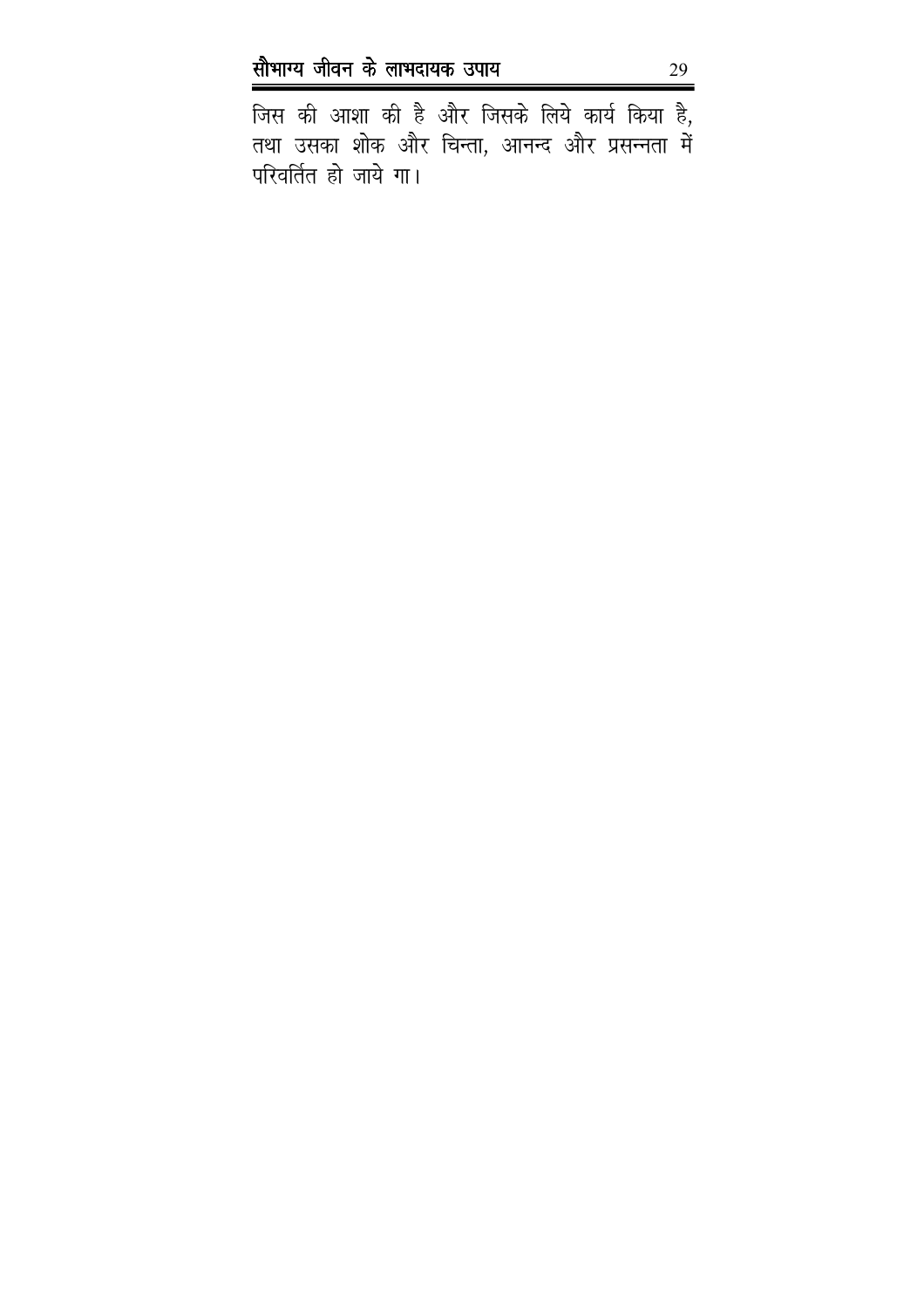जिस की आशा की है और जिसके लिये कार्य किया है, तथा उसका शोक और चिन्ता, आनन्द और प्रसन्नता में परिवर्तित हो जाये गा।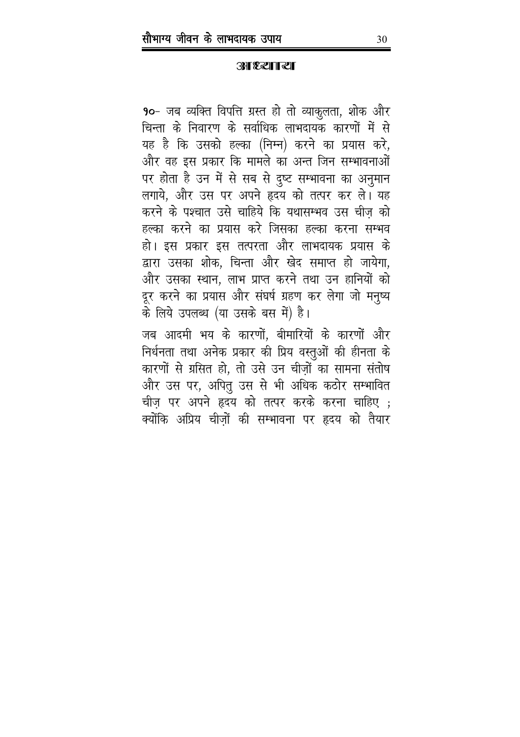## अध्याय

१०- जब व्यक्ति विपत्ति ग्रस्त हो तो व्याकुलता, शोक और चिन्ता के निवारण के सर्वाधिक लाभदायक कारणों में से यह है कि उसको हल्का (निम्न) करने का प्रयास करे, और वह इस प्रकार कि मामले का अन्त जिन सम्भावनाओं पर होता है उन में से सब से दुष्ट सम्भावना का अनुमान लगाये, और उस पर अपने हृदय को तत्पर कर ले। यह करने के पश्चात उसे चाहिये कि यथासम्भव उस चीज़ को हल्का करने का प्रयास करे जिसका हल्का करना सम्भव हो। इस प्रकार इस तत्परता और लाभदायक प्रयास के द्वारा उसका शोक, चिन्ता और खेद समाप्त हो जायेगा, और उसका स्थान, लाभ प्राप्त करने तथा उन हानियों को दूर करने का प्रयास और संघर्ष ग्रहण कर लेगा जो मनुष्य के लिये उपलब्ध (या उसके बस में) है।

जब आदमी भय के कारणों, बीमारियों के कारणों और निर्धनता तथा अनेक प्रकार की प्रिय वस्तुओं की हीनता के कारणों से ग्रसित हो, तो उसे उन चीज़ों का सामना संतोष और उस पर, अपितु उस से भी अधिक कठोर सम्भावित चीज़ पर अपने हृदय को तत्पर करके करना चाहिए ; क्योंकि अप्रिय चीज़ों की सम्भावना पर हृदय को तैयार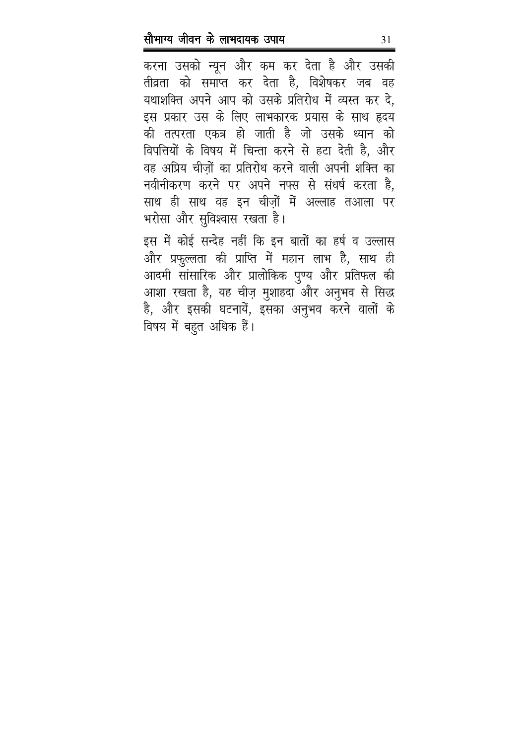करना उसको न्यून और कम कर देता है और उसकी तीव्रता को समाप्त कर देता है, विशेषकर जब वह यथाशक्ति अपने आप को उसके प्रतिरोध में व्यस्त कर दे, इस प्रकार उस के लिए लाभकारक प्रयास के साथ हृदय की तत्परता एकत्र हो जाती है जो उसके ध्यान को विपत्तियों के विषय में चिन्ता करने से हटा देती है, और वह अप्रिय चीज़ों का प्रतिरोध करने वाली अपनी शक्ति का नवीनीकरण करने पर अपने नफ्स से संघर्ष करता है, साथ ही साथ वह इन चीज़ों में अल्लाह तआला पर भरोसा और सुविश्वास रखता है।

इस में कोई सन्देह नहीं कि इन बातों का हर्ष व उल्लास और प्रफुल्लता की प्राप्ति में महान लाभ है, साथ ही आदमी सांसारिक और प्रालोकिक पुण्य और प्रतिफल की आशा रखता है, यह चीज़ मुशाहदा और अनुभव से सिद्ध है, और इसकी घटनायें, इसका अनुभव करने वालों के विषय में बहुत अधिक हैं।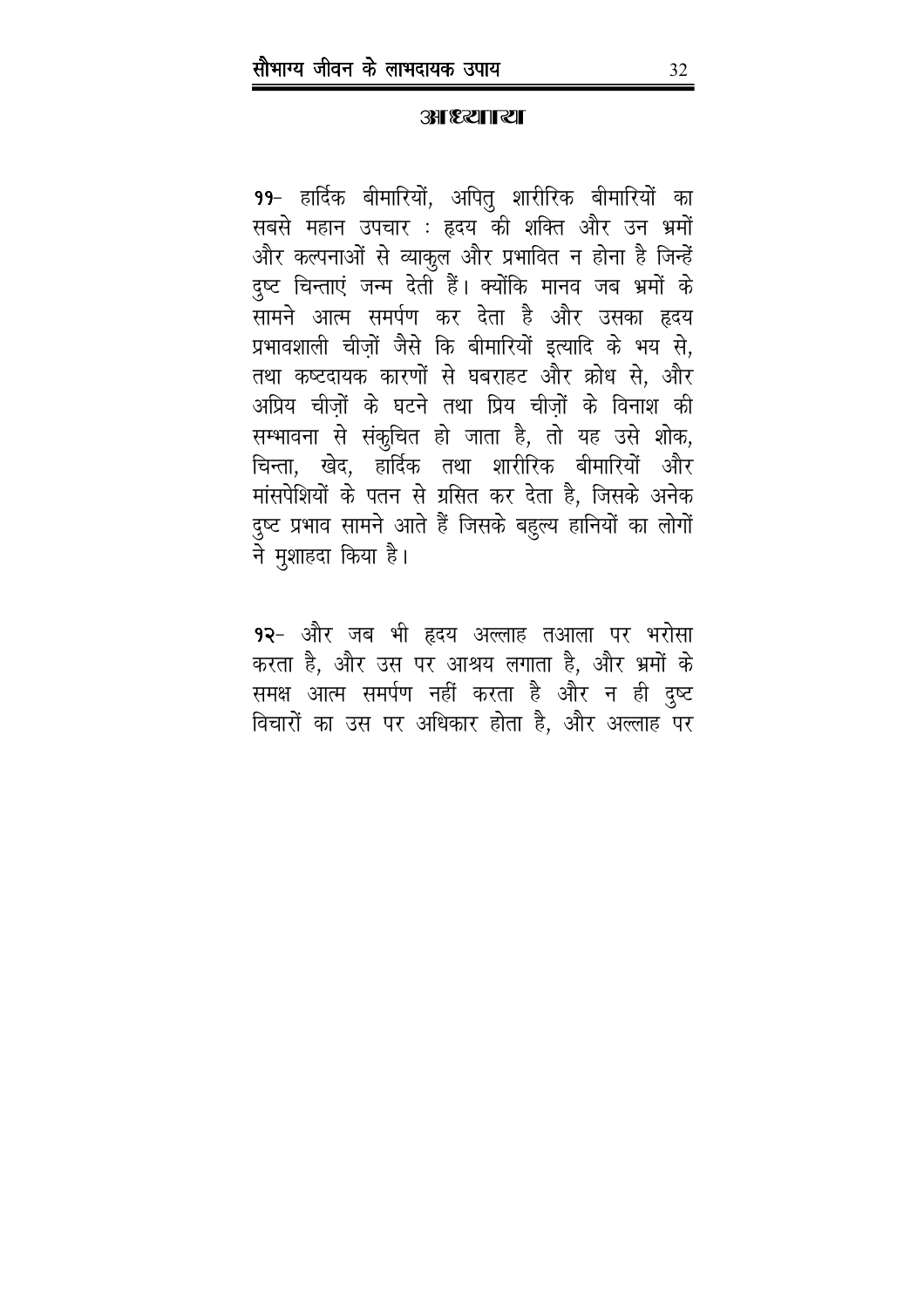## अध्याय

११- हार्दिक बीमारियों, अपितु शारीरिक बीमारियों का सबसे महान उपचार : हृदय की शक्ति और उन भ्रमों और कल्पनाओं से व्याकुल और प्रभावित न होना है जिन्हें दुष्ट चिन्ताएं जन्म देती हैं। क्योंकि मानव जब भ्रमों के सामने आत्म समर्पण कर देता है और उसका हृदय प्रभावशाली चीज़ों जैसे कि बीमारियों इत्यादि के भय से, तथा कष्टदायक कारणों से घबराहट और क्रोध से, और अप्रिय चीज़ों के घटने तथा प्रिय चीज़ों के विनाश की सम्भावना से संकुचित हो जाता है, तो यह उसे शोक, चिन्ता, खेद, हार्दिक तथा शारीरिक बीमारियों और मांसपेशियों के पतन से ग्रसित कर देता है, जिसके अनेक दुष्ट प्रभाव सामने आते हैं जिसके बहुल्य हानियों का लोगों ने मुशाहदा किया है।

१२- और जब भी हृदय अल्लाह तआला पर भरोसा करता है, और उस पर आश्रय लगाता है, और भ्रमों के समक्ष आत्म समर्पण नहीं करता है और न ही दुष्ट विचारों का उस पर अधिकार होता है, और अल्लाह पर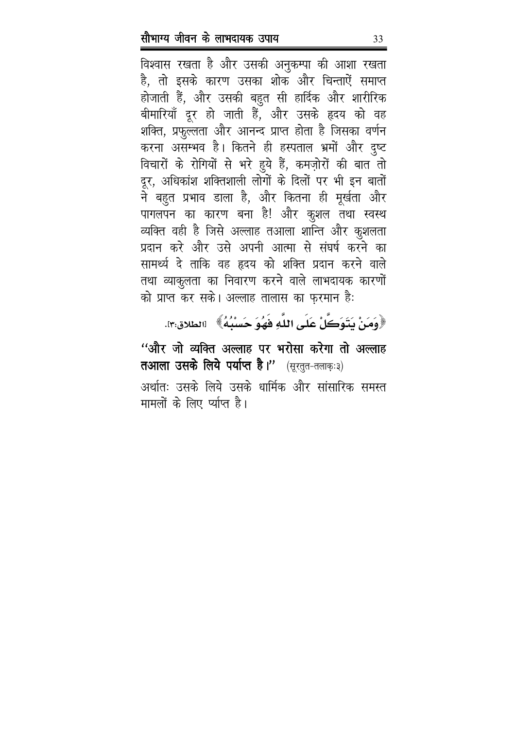विश्वास रखता है और उसकी अनुकम्पा की आशा रखता है, तो इसके कारण उसका शोक और चिन्तायें समाप्त होजाती हैं, और उसकी बहुत सी हार्दिक और शारीरिक बीमारियाँ दूर हो जाती हैं, और उसके हृदय को वह शक्ति, प्रफुल्लता और आनन्द प्राप्त होता है जिसका वर्णन करना असम्भव है। कितने ही हस्पताल भ्रमों और दुष्ट विचारों के रोगियों से भरे हुये हैं, कमज़ोरों की बात तो दूर, अधिकांश शक्तिशाली लोगों के दिलों पर भी इन बातों ने बहुत प्रभाव डाला है, और कितना ही मूर्खता और पागलपन का कारण बना है! और कुशल तथा स्वस्थ व्यक्ति वही है जिसे अल्लाह तआला शान्ति और कुशलता प्रदान करे और उसे अपनी आत्मा से संघर्ष करने का सामर्थ्य दे ताकि वह हृदय को शक्ति प्रदान करने वाले तथा व्याकुलता का निवारण करने वाले लाभदायक कारणों को प्राप्त कर सके। अल्लाह तालास का फ़रमान हैः

﴿وَمَنْ يَتَوَكَّلْ عَلَى اللَّهِ فَهُوَ حَسْبُهُ﴾ [الطلاق:٣].

**"और जो व्यक्ति अल्लाह पर भरोसा करेगा तो अल्लाह तआला उसके लिये पर्याप्त है।"** (सूरतुत-तलाक़ः३)

अर्थातः उसके लिये उसके धार्मिक और सांसारिक समस्त मामलों के लिए प्यांप्त है।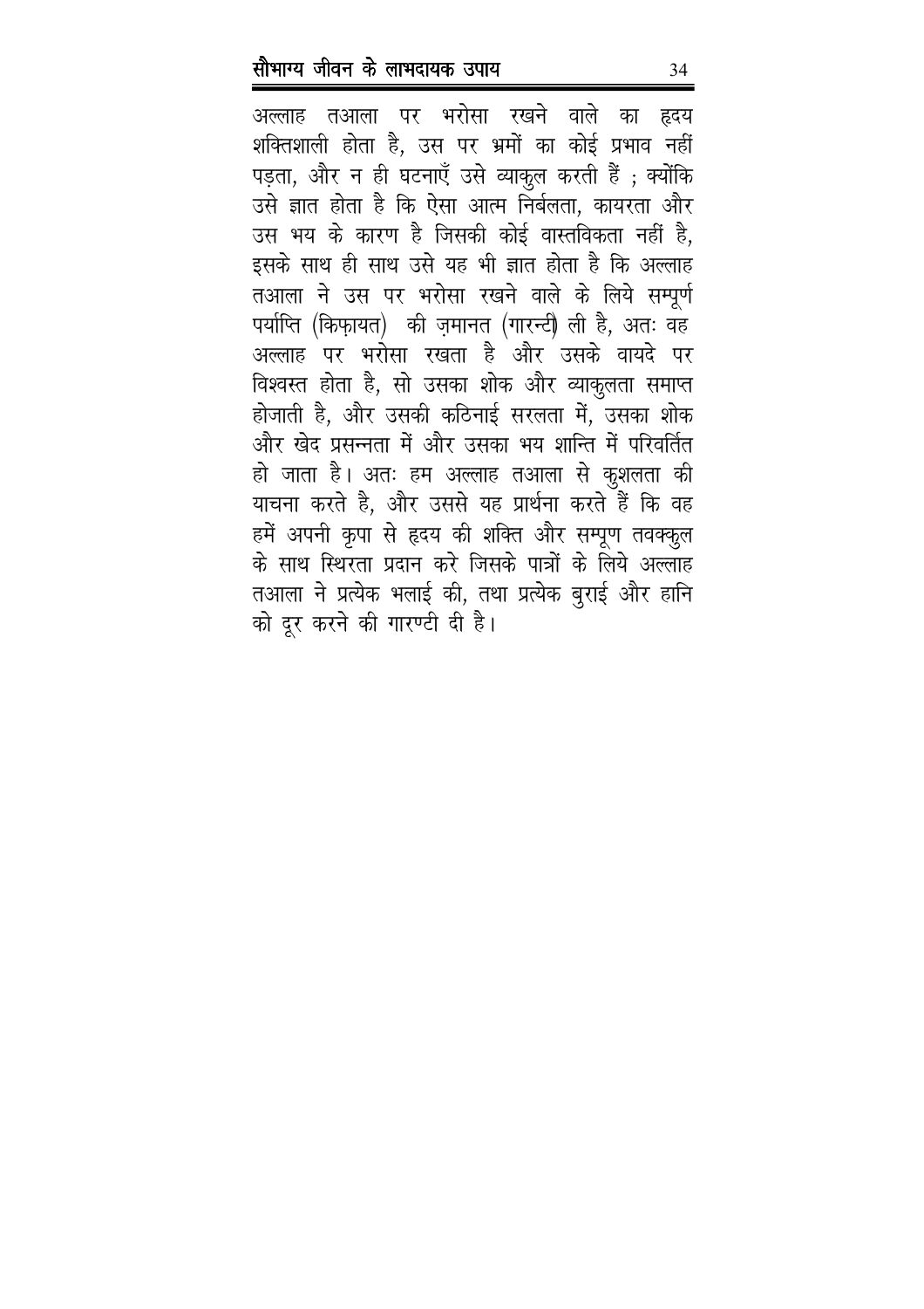अल्लाह तआला पर भरोसा रखने वाले का हृदय शक्तिशाली होता है, उस पर भ्रमों का कोई प्रभाव नहीं पड़ता, और न ही घटनाएँ उसे व्याकुल करती हैं ; क्योंकि उसे ज्ञात होता है कि ऐसा आत्म निर्बलता, कायरता और उस भय के कारण है जिसकी कोई वास्तविकता नहीं है, इसके साथ ही साथ उसे यह भी ज्ञात होता है कि अल्लाह तआला ने उस पर भरोसा रखने वाले के लिये सम्पूर्ण पर्याप्ति (किफ़ायत) की ज़मानत (गारन्टी) ली है, अतः वह अल्लाह पर भरोसा रखता है और उसके वायदे पर विश्वस्त होता है, सो उसका शोक और व्याकुलता समाप्त होजाती है, और उसकी कठिनाई सरलता में, उसका शोक और खेद प्रसन्नता में और उसका भय शान्ति में परिवर्तित हो जाता है। अतः हम अल्लाह तआला से कुशलता की याचना करते है, और उससे यह प्रार्थना करते हैं कि वह हमें अपनी कृपा से हृदय की शक्ति और सम्पूण तवक्कुल के साथ स्थिरता प्रदान करे जिसके पात्रों के लिये अल्लाह तआला ने प्रत्येक भलाई की, तथा प्रत्येक बुराई और हानि को दूर करने की गारण्टी दी है।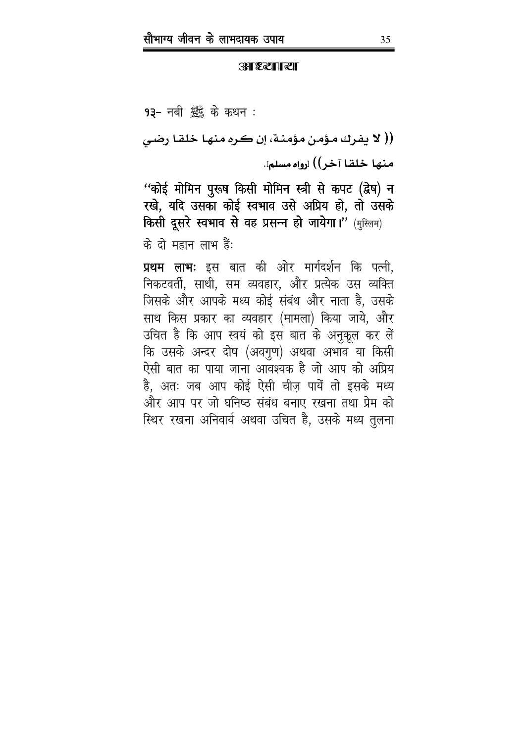### अध्याय

१३- नबी ﷺ के कथन :

(( لا يفرك مؤمن مؤمنة، إن كره منها خلقا رضي منها خلقا آخر)) [رواه مسلم].

**"कोई मोमिन पुरूष किसी मोमिन स्त्री से कपट (द्वेष) न रखे, यदि उसका कोई स्वभाव उसे अप्रिय हो, तो उसके किसी दूसरे स्वभाव से वह प्रसन्न हो जायेगा।"** (मुस्लिम)

के दो महान लाभ हैं:

**प्रथम लाभः** इस बात की ओर मार्गदर्शन कि पत्नी, निकटवर्ती, साथी, सम व्यवहार, और प्रत्येक उस व्यक्ति जिसके और आपके मध्य कोई संबंध और नाता है, उसके साथ किस प्रकार का व्यवहार (मामला) किया जाये, और उचित है कि आप स्वयं को इस बात के अनुकूल कर लें कि उसके अन्दर दोष (अवगुण) अथवा अभाव या किसी ऐसी बात का पाया जाना आवश्यक है जो आप को अप्रिय है, अतः जब आप कोई ऐसी चीज़ पायें तो इसके मध्य और आप पर जो घनिष्ठ संबंध बनाए रखना तथा प्रेम को स्थिर रखना अनिवार्य अथवा उचित है, उसके मध्य तुलना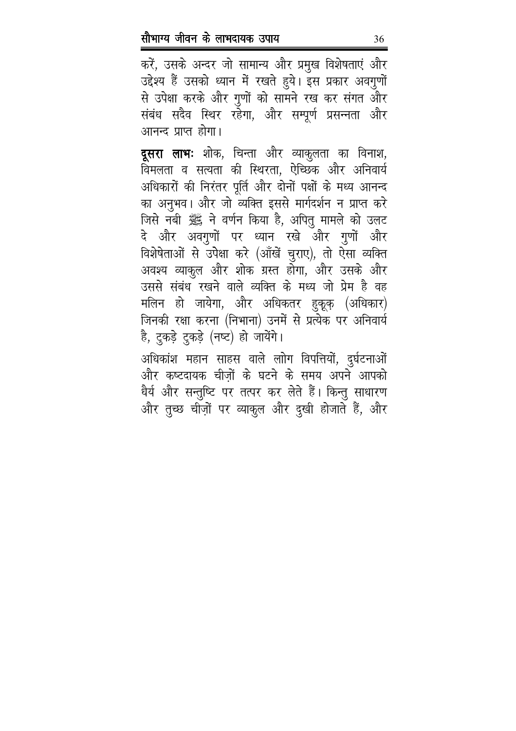करें, उसके अन्दर जो सामान्य और प्रमुख विशेषताएं और उद्देश्य हैं उसको ध्यान में रखते हुये। इस प्रकार अवगुणों से उपेक्षा करके और गुणों को सामने रख कर संगत और संबंध सदैव स्थिर रहेगा, और सम्पूर्ण प्रसन्नता और आनन्द प्राप्त होगा।

**दूसरा लाभः** शोक, चिन्ता और व्याकुलता का विनाश, विमलता व सत्यता की स्थिरता, ऐच्छिक और अनिवार्य अधिकारों की निरंतर पूर्ति और दोनों पक्षों के मध्य आनन्द का अनुभव। और जो व्यक्ति इससे मार्गदर्शन न प्राप्त करे जिसे नबी ﷺ ने वर्णन किया है, अपितु मामले को उलट दे और अवगुणों पर ध्यान रखे और गुणों और विशेषताओं से उपेक्षा करे (आँखें चुराए), तो ऐसा व्यक्ति अवश्य व्याकुल और शोक ग्रस्त होगा, और उसके और उससे संबंध रखने वाले व्यक्ति के मध्य जो प्रेम है वह मलिन हो जायेगा, और अधिकतर हुकूक़ (अधिकार) जिनकी रक्षा करना (निभाना) उनमें से प्रत्येक पर अनिवार्य है, टुकड़े टुकड़े (नष्ट) हो जायेंगे।

अधिकांश महान साहस वाले लोग विपत्तियों, दुर्घटनाओं और कष्टदायक चीज़ों के घटने के समय अपने आपको धैर्य और सन्तुष्टि पर तत्पर कर लेते हैं। किन्तु साधारण और तुच्छ चीज़ों पर व्याकुल और दुखी होजाते हैं, और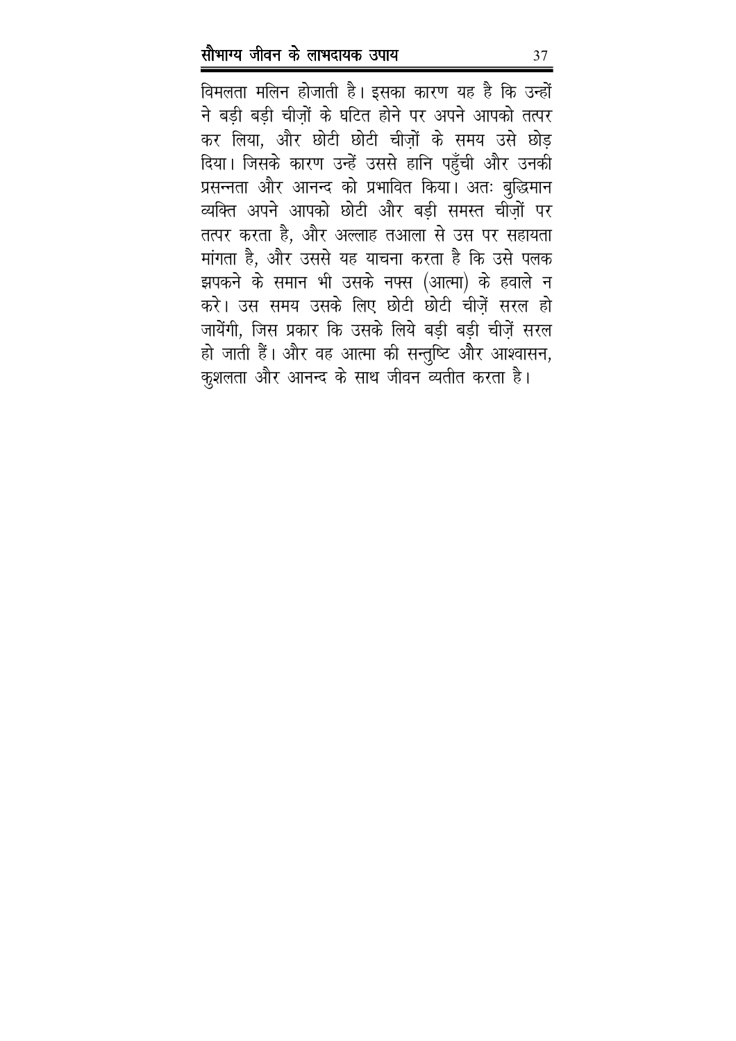विमलता मलिन होजाती है। इसका कारण यह है कि उन्हों ने बड़ी बड़ी चीज़ों के घटित होने पर अपने आपको तत्पर कर लिया, और छोटी छोटी चीज़ों के समय उसे छोड़ दिया। जिसके कारण उन्हें उससे हानि पहुँची और उनकी प्रसन्नता और आनन्द को प्रभावित किया। अतः बुद्धिमान व्यक्ति अपने आपको छोटी और बड़ी समस्त चीज़ों पर तत्पर करता है, और अल्लाह तआला से उस पर सहायता मांगता है, और उससे यह याचना करता है कि उसे पलक झपकने के समान भी उसके नफ्स (आत्मा) के हवाले न करे। उस समय उसके लिए छोटी छोटी चीज़ें सरल हो जायेंगी, जिस प्रकार कि उसके लिये बड़ी बड़ी चीज़ें सरल हो जाती हैं। और वह आत्मा की सन्तुष्टि और आश्वासन, कुशलता और आनन्द के साथ जीवन व्यतीत करता है।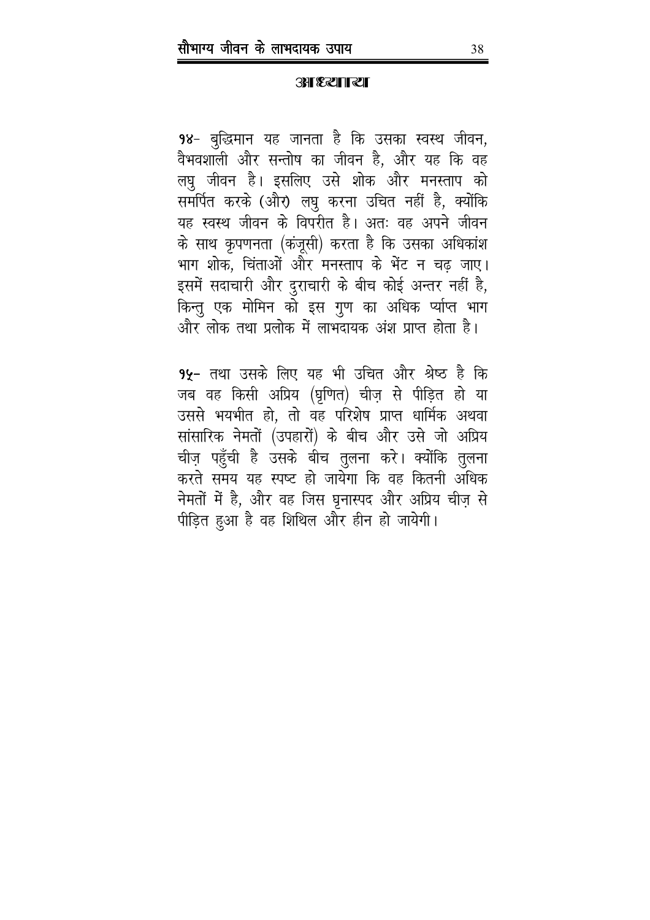## आध्याय

१४- बुद्धिमान यह जानता है कि उसका स्वस्थ जीवन, वैभवशाली और सन्तोष का जीवन है, और यह कि वह लघु जीवन है। इसलिए उसे शोक और मनस्ताप को समर्पित करके (और) लघु करना उचित नहीं है, क्योंकि यह स्वस्थ जीवन के विपरीत है। अतः वह अपने जीवन के साथ कृपणनता (कंजूसी) करता है कि उसका अधिकांश भाग शोक, चिंताओं और मनस्ताप के भेंट न चढ़ जाए। इसमें सदाचारी और दुराचारी के बीच कोई अन्तर नहीं है, किन्तु एक मोमिन को इस गुण का अधिक प्र्याप्त भाग और लोक तथा प्रलोक में लाभदायक अंश प्राप्त होता है।

१५- तथा उसके लिए यह भी उचित और श्रेष्ठ है कि जब वह किसी अप्रिय (घृणित) चीज़ से पीड़ित हो या उससे भयभीत हो, तो वह परिशेष प्राप्त धार्मिक अथवा सांसारिक नेमतों (उपहारों) के बीच और उसे जो अप्रिय चीज़ पहुँची है उसके बीच तुलना करे। क्योंकि तुलना करते समय यह स्पष्ट हो जायेगा कि वह कितनी अधिक नेमतों में है, और वह जिस घृनास्पद और अप्रिय चीज़ से पीड़ित हुआ है वह शिथिल और हीन हो जायेगी।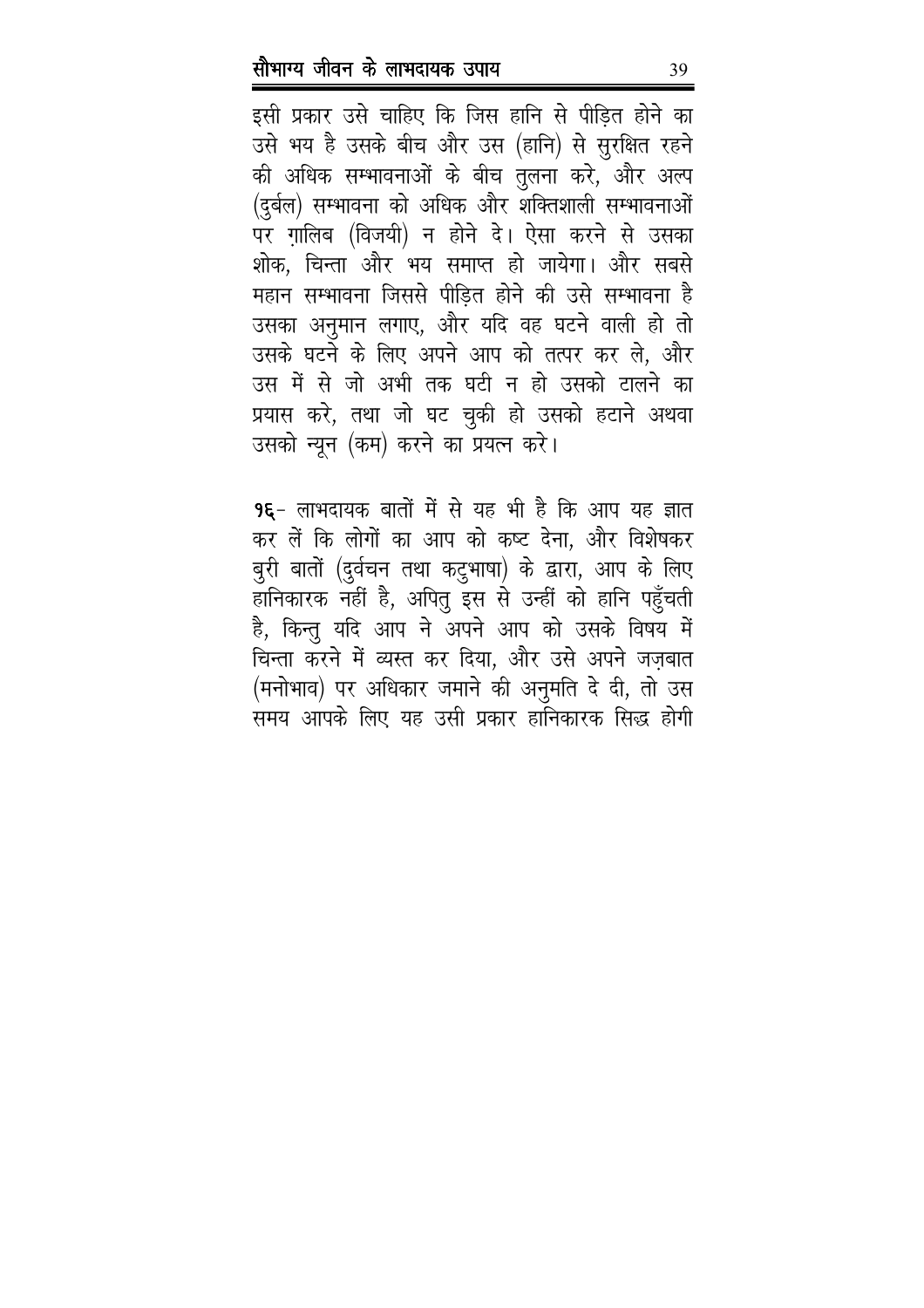इसी प्रकार उसे चाहिए कि जिस हानि से पीड़ित होने का उसे भय है उसके बीच और उस (हानि) से सुरक्षित रहने की अधिक सम्भावनाओं के बीच तुलना करे, और अल्प (दुर्बल) सम्भावना को अधिक और शक्तिशाली सम्भावनाओं पर ग़ालिब (विजयी) न होने दे। ऐसा करने से उसका शोक, चिन्ता और भय समाप्त हो जायेगा। और सबसे महान सम्भावना जिससे पीड़ित होने की उसे सम्भावना है उसका अनुमान लगाए, और यदि वह घटने वाली हो तो उसके घटने के लिए अपने आप को तत्पर कर ले, और उस में से जो अभी तक घटी न हो उसको टालने का प्रयास करे, तथा जो घट चुकी हो उसको हटाने अथवा उसको न्यून (कम) करने का प्रयत्न करे।

१६- लाभदायक बातों में से यह भी है कि आप यह ज्ञात कर लें कि लोगों का आप को कष्ट देना, और विशेषकर बुरी बातों (दुर्वचन तथा कटुभाषा) के द्वारा, आप के लिए हानिकारक नहीं है, अपितु इस से उन्हीं को हानि पहुँचती है, किन्तु यदि आप ने अपने आप को उसके विषय में चिन्ता करने में व्यस्त कर दिया, और उसे अपने जज़बात (मनोभाव) पर अधिकार जमाने की अनुमति दे दी, तो उस समय आपके लिए यह उसी प्रकार हानिकारक सिद्ध होगी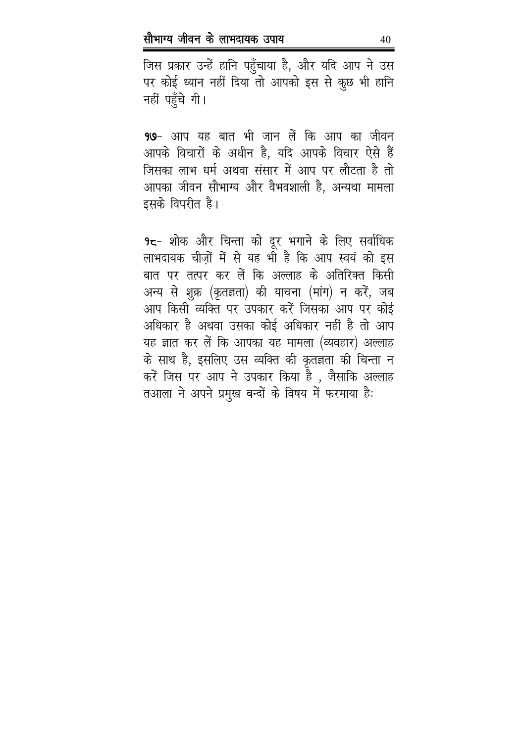जिस प्रकार उन्हें हानि पहुँचाया है, और यदि आप ने उस पर कोई ध्यान नहीं दिया तो आपको इस से कुछ भी हानि नहीं पहुँचे गी।

**१७**- आप यह बात भी जान लें कि आप का जीवन आपके विचारों के अधीन है, यदि आपके विचार ऐसे हैं जिसका लाभ धर्म अथवा संसार में आप पर लौटता है तो आपका जीवन सौभाग्य और वैभवशाली है, अन्यथा मामला इसके विपरीत है।

**१८**- शोक और चिन्ता को दूर भगाने के लिए सर्वाधिक लाभदायक चीज़ों में से यह भी है कि आप स्वयं को इस बात पर तत्पर कर लें कि अल्लाह के अतिरिक्त किसी अन्य से शुक्र (कृतज्ञता) की याचना (मांग) न करें, जब आप किसी व्यक्ति पर उपकार करें जिसका आप पर कोई अधिकार है अथवा उसका कोई अधिकार नहीं है तो आप यह ज्ञात कर लें कि आपका यह मामला (व्यवहार) अल्लाह के साथ है, इसलिए उस व्यक्ति की कृतज्ञता की चिन्ता न करें जिस पर आप ने उपकार किया है , जैसाकि अल्लाह तआला ने अपने प्रमुख बन्दों के विषय में फरमाया हैः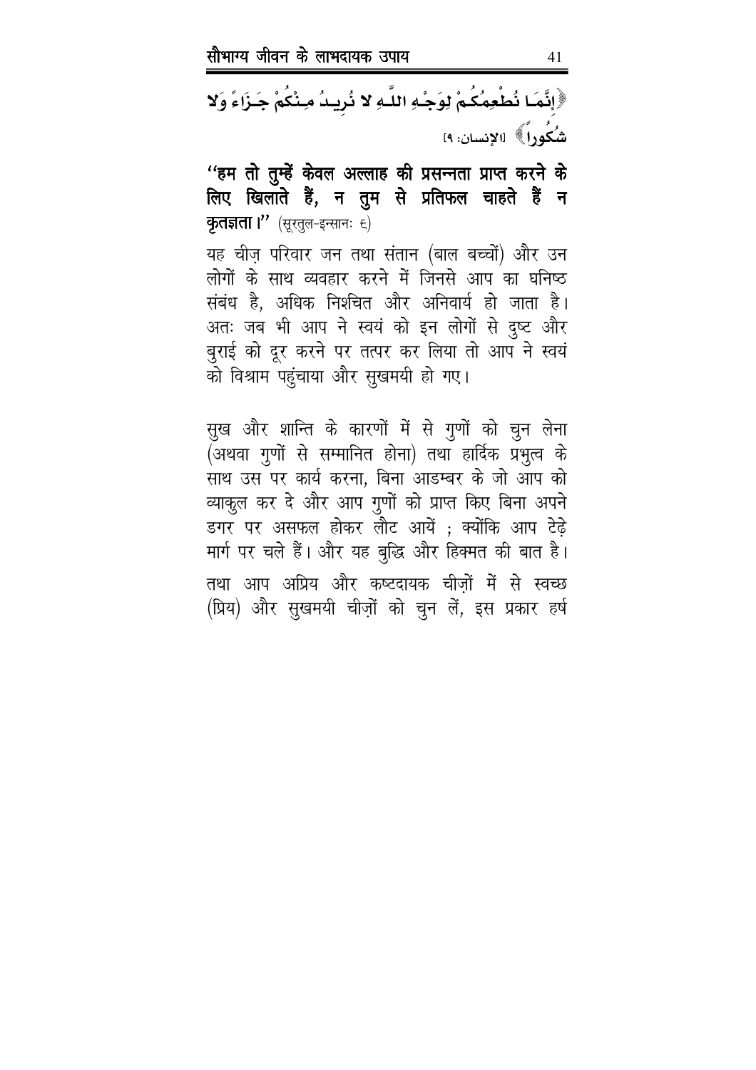﴿إِنَّمَا نُطْعِمُكُمْ لِوَجْهِ اللَّهِ لا نُرِيدُ مِنْكُمْ جَزَاءً وَلا شُكُوراً﴾ [الإنسان: ٩]

**''हम तो तुम्हें केवल अल्लाह की प्रसन्नता प्राप्त करने के लिए खिलाते हैं, न तुम से प्रतिफल चाहते हैं न कृतज्ञता।''** (सूरतुल-इन्सानः ९)

यह चीज़ परिवार जन तथा संतान (बाल बच्चों) और उन लोगों के साथ व्यवहार करने में जिनसे आप का घनिष्ठ संबंध है, अधिक निश्चित और अनिवार्य हो जाता है। अतः जब भी आप ने स्वयं को इन लोगों से दुष्ट और बुराई को दूर करने पर तत्पर कर लिया तो आप ने स्वयं को विश्राम पहुंचाया और सुखमयी हो गए।

सुख और शान्ति के कारणों में से गुणों को चुन लेना (अथवा गुणों से सम्मानित होना) तथा हार्दिक प्रभुत्व के साथ उस पर कार्य करना, बिना आडम्बर के जो आप को व्याकुल कर दे और आप गुणों को प्राप्त किए बिना अपने डगर पर असफल होकर लौट आयें ; क्योंकि आप टेढ़े मार्ग पर चले हैं। और यह बुद्धि और हिक्मत की बात है। तथा आप अप्रिय और कष्टदायक चीज़ों में से स्वच्छ (प्रिय) और सुखमयी चीज़ों को चुन लें, इस प्रकार हर्ष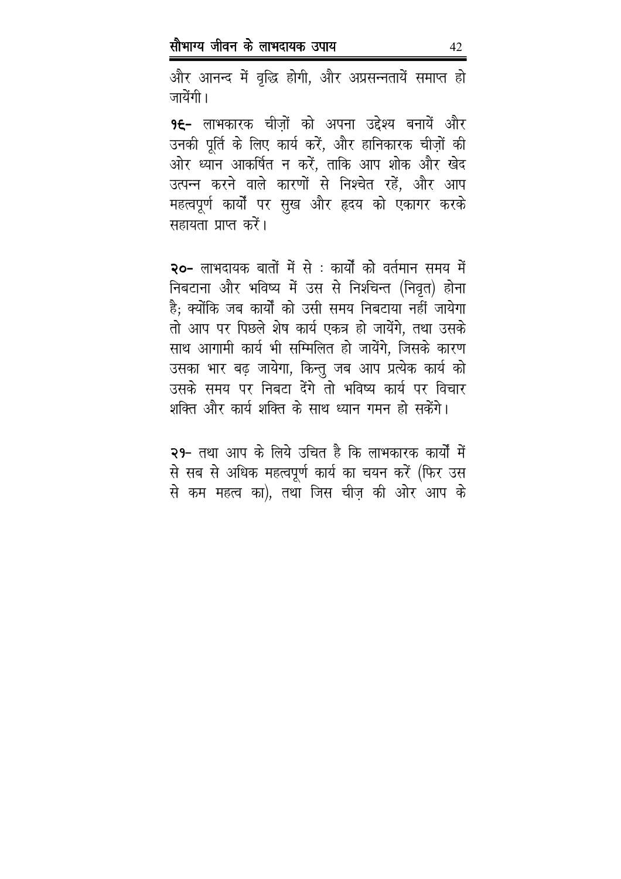और आनन्द में वृद्धि होगी, और अप्रसन्नतायें समाप्त हो जायेंगी।

**१९-** लाभकारक चीज़ों को अपना उद्देश्य बनायें और उनकी पूर्ति के लिए कार्य करें, और हानिकारक चीज़ों की ओर ध्यान आकर्षित न करें, ताकि आप शोक और खेद उत्पन्न करने वाले कारणों से निश्चेत रहें, और आप महत्वपूर्ण कार्यों पर सुख और हृदय को एकागर करके सहायता प्राप्त करें।

**२०-** लाभदायक बातों में से : कार्यों को वर्तमान समय में निबटाना और भविष्य में उस से निश्चिन्त (निवृत) होना है; क्योंकि जब कार्यों को उसी समय निबटाया नहीं जायेगा तो आप पर पिछले शेष कार्य एकत्र हो जायेंगे, तथा उसके साथ आगामी कार्य भी सम्मिलित हो जायेंगे, जिसके कारण उसका भार बढ़ जायेगा, किन्तु जब आप प्रत्येक कार्य को उसके समय पर निबटा देंगे तो भविष्य कार्य पर विचार शक्ति और कार्य शक्ति के साथ ध्यान गमन हो सकेंगे।

**२१-** तथा आप के लिये उचित है कि लाभकारक कार्यों में से सब से अधिक महत्वपूर्ण कार्य का चयन करें (फिर उस से कम महत्व का), तथा जिस चीज़ की ओर आप के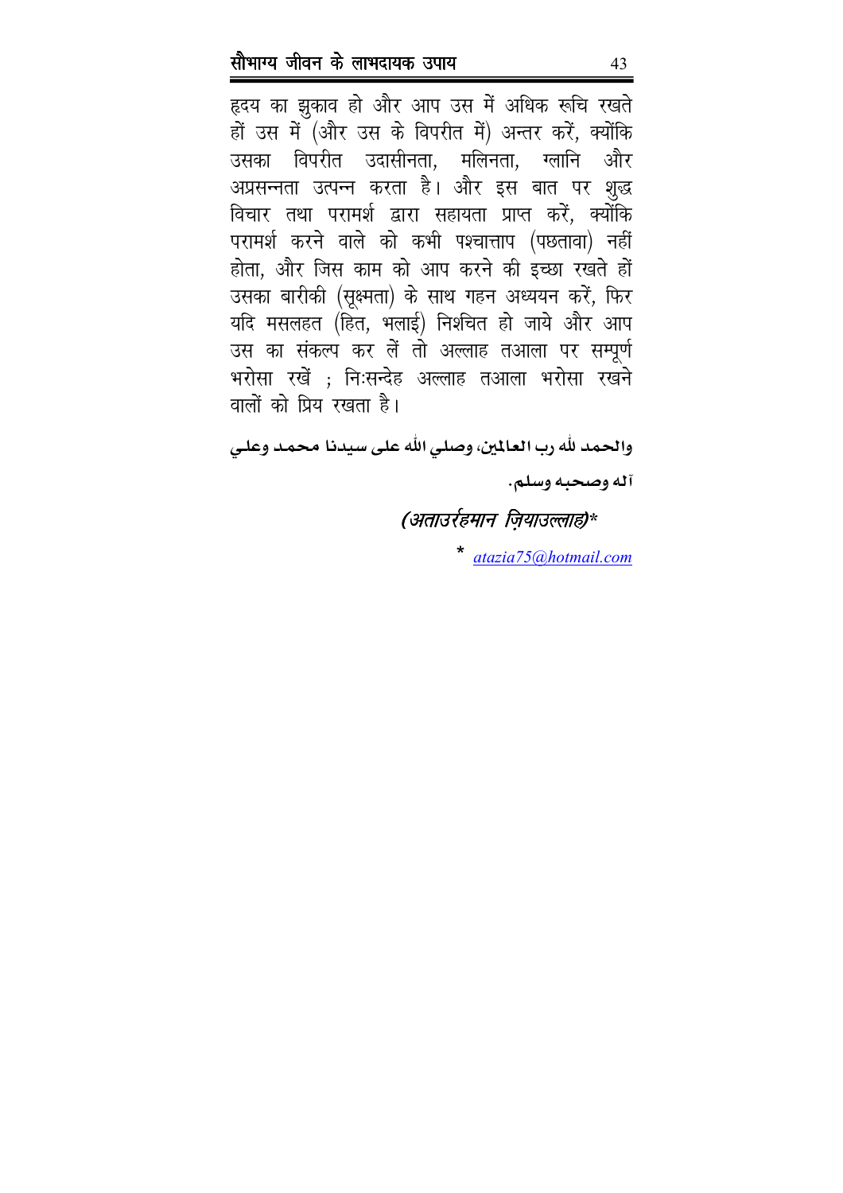हृदय का झुकाव हो और आप उस में अधिक रूचि रखते हों उस में (और उस के विपरीत में) अन्तर करें, क्योंकि उसका विपरीत उदासीनता, मलिनता, ग्लानि और अप्रसन्नता उत्पन्न करता है। और इस बात पर शुद्ध विचार तथा परामर्श द्वारा सहायता प्राप्त करें, क्योंकि परामर्श करने वाले को कभी पश्चात्ताप (पछतावा) नहीं होता, और जिस काम को आप करने की इच्छा रखते हों उसका बारीकी (सूक्ष्मता) के साथ गहन अध्ययन करें, फिर यदि मसलहत (हित, भलाई) निश्चित हो जाये और आप उस का संकल्प कर लें तो अल्लाह तआला पर सम्पूर्ण भरोसा रखें ; निःसन्देह अल्लाह तआला भरोसा रखने वालों को प्रिय रखता है।

والحمد لله رب العالمين، وصلى الله على سيدنا محمد وعلى آله وصحبه وسلم.

*(अताउर्रहमान ज़ियाउल्लाह)**

\* atazia75@hotmail.com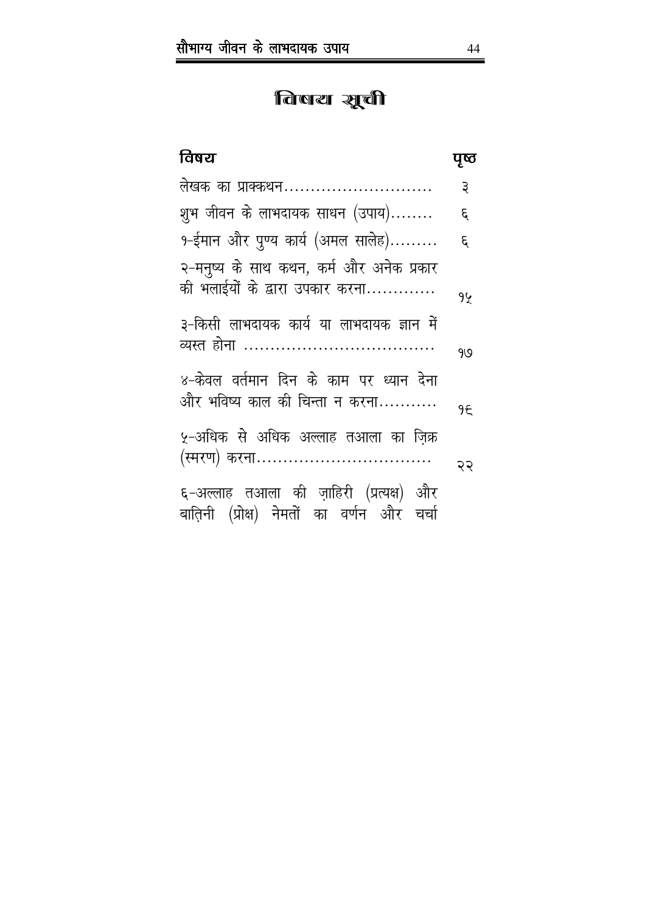# विषय सूची

| विषय | पृष्ठ |
|---|---|
| लेखक का प्राक्कथन............................ | ३ |
| शुभ जीवन के लाभदायक साधन (उपाय)........ | ६ |
| १-ईमान और पुण्य कार्य (अमल सालेह)......... | ६ |
| २-मनुष्य के साथ कथन, कर्म और अनेक प्रकार की भलाईयों के द्वारा उपकार करना............. | १५ |
| ३-किसी लाभदायक कार्य या लाभदायक ज्ञान में व्यस्त होना ..................................... | १७ |
| ४-केवल वर्तमान दिन के काम पर ध्यान देना और भविष्य काल की चिन्ता न करना........... | १६ |
| ५-अधिक से अधिक अल्लाह तआला का ज़िक्र (स्मरण) करना................................. | २२ |
| ६-अल्लाह तआला की ज़ाहिरी (प्रत्यक्ष) और बातिनी (प्रोक्ष) नेमतों का वर्णन और चर्चा | |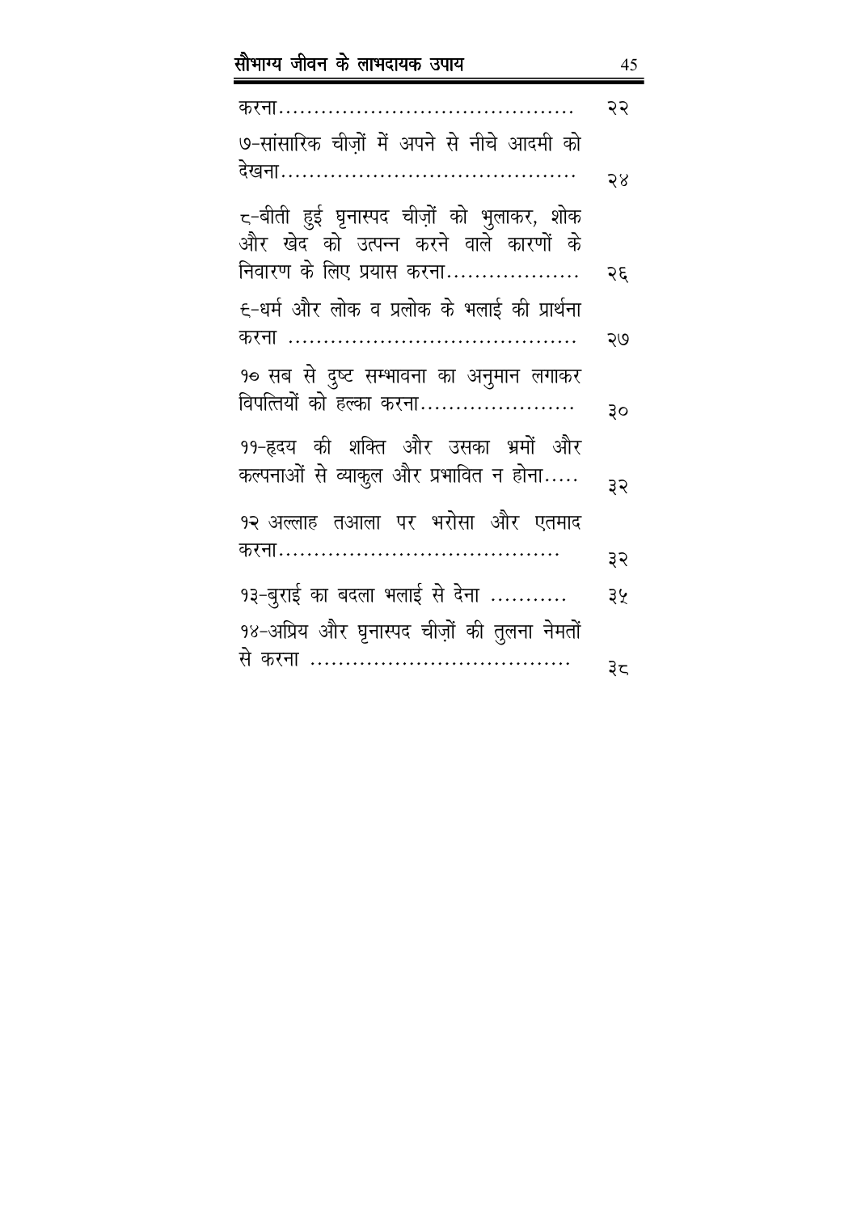| | |
|---|---|
| करना........................................ | २२ |
| ७-सांसारिक चीज़ों में अपने से नीचे आदमी को देखना........................................ | २४ |
| ८-बीती हुई घृनास्पद चीज़ों को भुलाकर, शोक और खेद को उत्पन्न करने वाले कारणों के निवारण के लिए प्रयास करना.................. | २६ |
| ९-धर्म और लोक व प्रलोक के भलाई की प्रार्थना करना ........................................ | २७ |
| १० सब से दुष्ट सम्भावना का अनुमान लगाकर विपत्तियों को हल्का करना...................... | ३० |
| ११-हृदय की शक्ति और उसका भ्रमों और कल्पनाओं से व्याकुल और प्रभावित न होना..... | ३२ |
| १२ अल्लाह तआला पर भरोसा और एतमाद करना........................................ | ३२ |
| १३-बुराई का बदला भलाई से देना ........... | ३५ |
| १४-अप्रिय और घृनास्पद चीज़ों की तुलना नेमतों से करना .................................... | ३८ |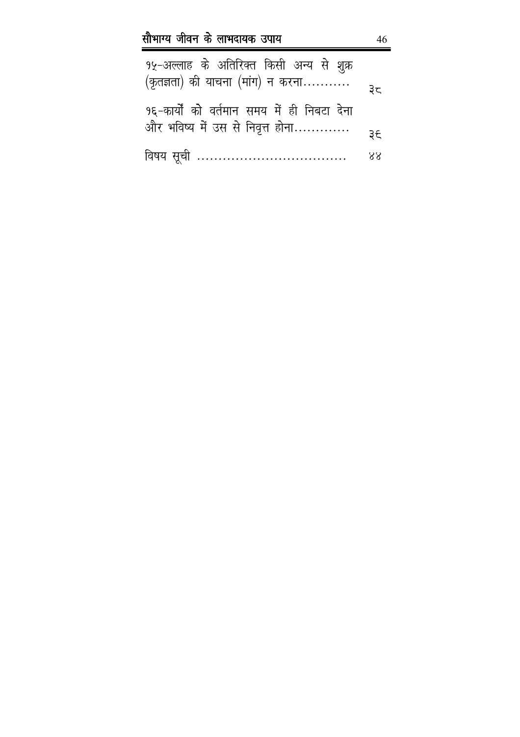| | |
|---|---|
| १५-अल्लाह के अतिरिक्त किसी अन्य से शुक्र (कृतज्ञता) की याचना (मांग) न करना........... | ३८ |
| १६-कार्यों को वर्तमान समय में ही निबटा देना और भविष्य में उस से निवृत्त होना............. | ३६ |
| विषय सूची ................................... | ४४ |